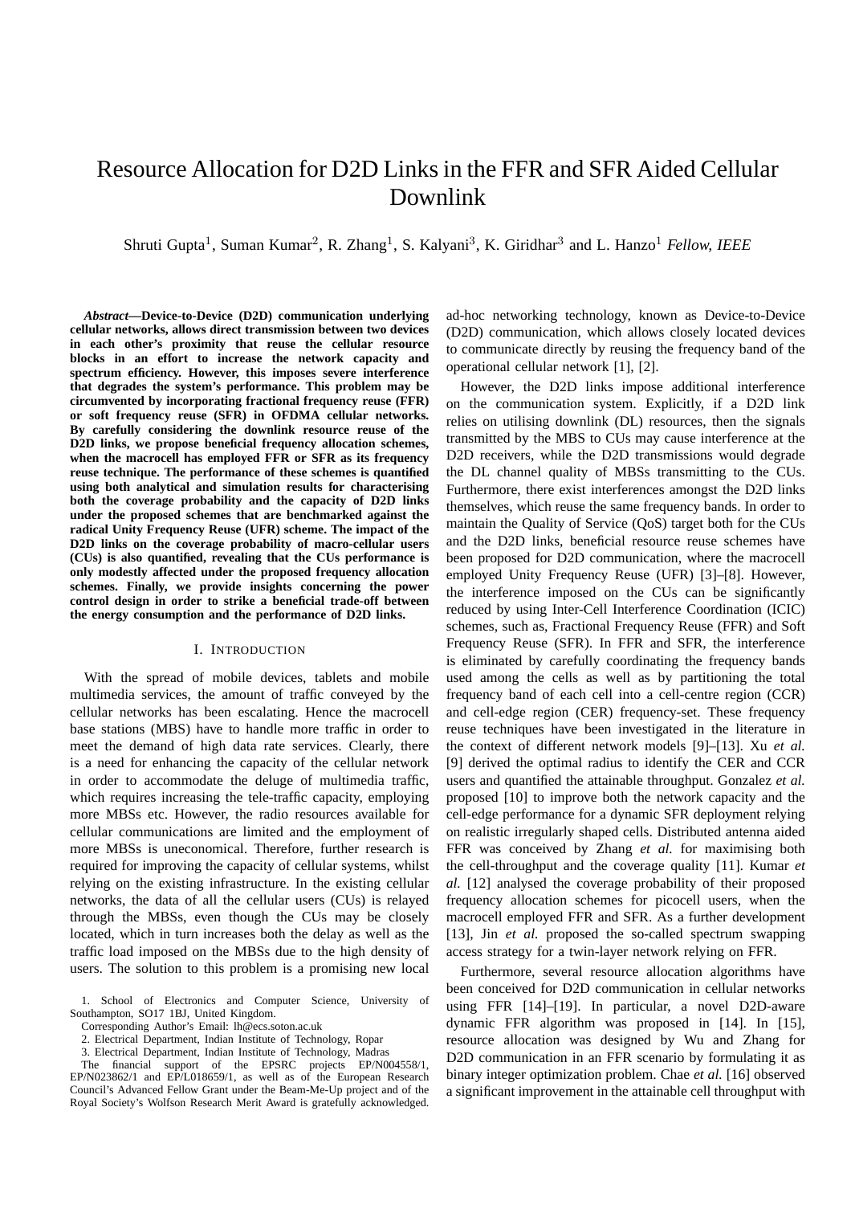# Resource Allocation for D2D Links in the FFR and SFR Aided Cellular Downlink

Shruti Gupta[1], Suman Kumar[2], R. Zhang[1], S. Kalyani[3], K. Giridhar[3] and L. Hanzo[1] *Fellow, IEEE*

***Abstract*—Device-to-Device (D2D) communication underlying cellular networks, allows direct transmission between two devices in each other's proximity that reuse the cellular resource blocks in an effort to increase the network capacity and spectrum efficiency. However, this imposes severe interference that degrades the system's performance. This problem may be circumvented by incorporating fractional frequency reuse (FFR) or soft frequency reuse (SFR) in OFDMA cellular networks. By carefully considering the downlink resource reuse of the D2D links, we propose beneficial frequency allocation schemes, when the macrocell has employed FFR or SFR as its frequency reuse technique. The performance of these schemes is quantified using both analytical and simulation results for characterising both the coverage probability and the capacity of D2D links under the proposed schemes that are benchmarked against the radical Unity Frequency Reuse (UFR) scheme. The impact of the D2D links on the coverage probability of macro-cellular users (CUs) is also quantified, revealing that the CUs performance is only modestly affected under the proposed frequency allocation schemes. Finally, we provide insights concerning the power control design in order to strike a beneficial trade-off between the energy consumption and the performance of D2D links.**

## I. Introduction

With the spread of mobile devices, tablets and mobile multimedia services, the amount of traffic conveyed by the cellular networks has been escalating. Hence the macrocell base stations (MBS) have to handle more traffic in order to meet the demand of high data rate services. Clearly, there is a need for enhancing the capacity of the cellular network in order to accommodate the deluge of multimedia traffic, which requires increasing the tele-traffic capacity, employing more MBSs etc. However, the radio resources available for cellular communications are limited and the employment of more MBSs is uneconomical. Therefore, further research is required for improving the capacity of cellular systems, whilst relying on the existing infrastructure. In the existing cellular networks, the data of all the cellular users (CUs) is relayed through the MBSs, even though the CUs may be closely located, which in turn increases both the delay as well as the traffic load imposed on the MBSs due to the high density of users. The solution to this problem is a promising new local ad-hoc networking technology, known as Device-to-Device (D2D) communication, which allows closely located devices to communicate directly by reusing the frequency band of the operational cellular network [1], [2].

However, the D2D links impose additional interference on the communication system. Explicitly, if a D2D link relies on utilising downlink (DL) resources, then the signals transmitted by the MBS to CUs may cause interference at the D2D receivers, while the D2D transmissions would degrade the DL channel quality of MBSs transmitting to the CUs. Furthermore, there exist interferences amongst the D2D links themselves, which reuse the same frequency bands. In order to maintain the Quality of Service (QoS) target both for the CUs and the D2D links, beneficial resource reuse schemes have been proposed for D2D communication, where the macrocell employed Unity Frequency Reuse (UFR) [3]–[8]. However, the interference imposed on the CUs can be significantly reduced by using Inter-Cell Interference Coordination (ICIC) schemes, such as, Fractional Frequency Reuse (FFR) and Soft Frequency Reuse (SFR). In FFR and SFR, the interference is eliminated by carefully coordinating the frequency bands used among the cells as well as by partitioning the total frequency band of each cell into a cell-centre region (CCR) and cell-edge region (CER) frequency-set. These frequency reuse techniques have been investigated in the literature in the context of different network models [9]–[13]. Xu *et al.* [9] derived the optimal radius to identify the CER and CCR users and quantified the attainable throughput. Gonzalez *et al.* proposed [10] to improve both the network capacity and the cell-edge performance for a dynamic SFR deployment relying on realistic irregularly shaped cells. Distributed antenna aided FFR was conceived by Zhang *et al.* for maximising both the cell-throughput and the coverage quality [11]. Kumar *et al.* [12] analysed the coverage probability of their proposed frequency allocation schemes for picocell users, when the macrocell employed FFR and SFR. As a further development [13], Jin *et al.* proposed the so-called spectrum swapping access strategy for a twin-layer network relying on FFR.

Furthermore, several resource allocation algorithms have been conceived for D2D communication in cellular networks using FFR [14]–[19]. In particular, a novel D2D-aware dynamic FFR algorithm was proposed in [14]. In [15], resource allocation was designed by Wu and Zhang for D2D communication in an FFR scenario by formulating it as binary integer optimization problem. Chae *et al.* [16] observed a significant improvement in the attainable cell throughput with

---

1. School of Electronics and Computer Science, University of Southampton, SO17 1BJ, United Kingdom.

Corresponding Author's Email: lh@ecs.soton.ac.uk

2. Electrical Department, Indian Institute of Technology, Ropar

3. Electrical Department, Indian Institute of Technology, Madras

The financial support of the EPSRC projects EP/N004558/1, EP/N023862/1 and EP/L018659/1, as well as of the European Research Council's Advanced Fellow Grant under the Beam-Me-Up project and of the Royal Society's Wolfson Research Merit Award is gratefully acknowledged.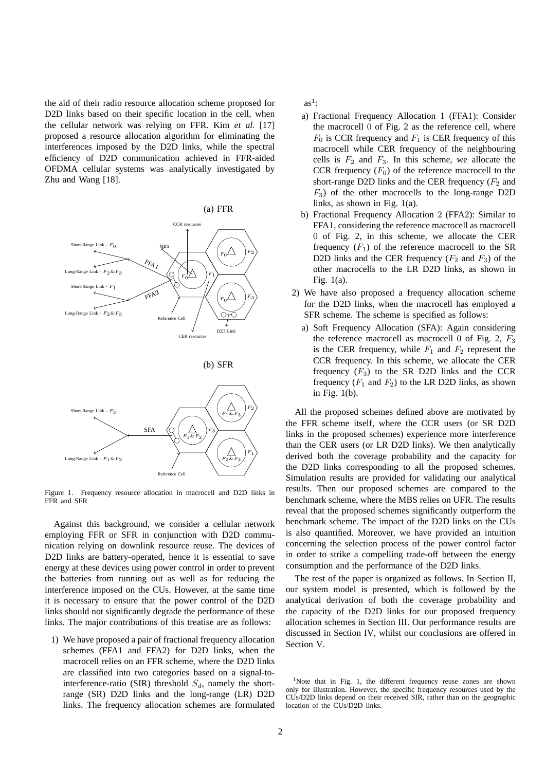the aid of their radio resource allocation scheme proposed for D2D links based on their specific location in the cell, when the cellular network was relying on FFR. Kim *et al.* [17] proposed a resource allocation algorithm for eliminating the interferences imposed by the D2D links, while the spectral efficiency of D2D communication achieved in FFR-aided OFDMA cellular systems was analytically investigated by Zhu and Wang [18].

Figure 1. Frequency resource allocation in macrocell and D2D links in FFR and SFR

Against this background, we consider a cellular network employing FFR or SFR in conjunction with D2D communication relying on downlink resource reuse. The devices of D2D links are battery-operated, hence it is essential to save energy at these devices using power control in order to prevent the batteries from running out as well as for reducing the interference imposed on the CUs. However, at the same time it is necessary to ensure that the power control of the D2D links should not significantly degrade the performance of these links. The major contributions of this treatise are as follows:

1) We have proposed a pair of fractional frequency allocation schemes (FFA1 and FFA2) for D2D links, when the macrocell relies on an FFR scheme, where the D2D links are classified into two categories based on a signal-to-interference-ratio (SIR) threshold $S_d$, namely the short-range (SR) D2D links and the long-range (LR) D2D links. The frequency allocation schemes are formulated as[1]:
   a) Fractional Frequency Allocation 1 (FFA1): Consider the macrocell 0 of Fig. 2 as the reference cell, where $F_0$ is CCR frequency and $F_1$ is CER frequency of this macrocell while CER frequency of the neighbouring cells is $F_2$ and $F_3$. In this scheme, we allocate the CCR frequency ($F_0$) of the reference macrocell to the short-range D2D links and the CER frequency ($F_2$ and $F_3$) of the other macrocells to the long-range D2D links, as shown in Fig. 1(a).
   b) Fractional Frequency Allocation 2 (FFA2): Similar to FFA1, considering the reference macrocell as macrocell 0 of Fig. 2, in this scheme, we allocate the CER frequency ($F_1$) of the reference macrocell to the SR D2D links and the CER frequency ($F_2$ and $F_3$) of the other macrocells to the LR D2D links, as shown in Fig. 1(a).
2) We have also proposed a frequency allocation scheme for the D2D links, when the macrocell has employed a SFR scheme. The scheme is specified as follows:
   a) Soft Frequency Allocation (SFA): Again considering the reference macrocell as macrocell 0 of Fig. 2, $F_3$ is the CER frequency, while $F_1$ and $F_2$ represent the CCR frequency. In this scheme, we allocate the CER frequency ($F_3$) to the SR D2D links and the CCR frequency ($F_1$ and $F_2$) to the LR D2D links, as shown in Fig. 1(b).

All the proposed schemes defined above are motivated by the FFR scheme itself, where the CCR users (or SR D2D links in the proposed schemes) experience more interference than the CER users (or LR D2D links). We then analytically derived both the coverage probability and the capacity for the D2D links corresponding to all the proposed schemes. Simulation results are provided for validating our analytical results. Then our proposed schemes are compared to the benchmark scheme, where the MBS relies on UFR. The results reveal that the proposed schemes significantly outperform the benchmark scheme. The impact of the D2D links on the CUs is also quantified. Moreover, we have provided an intuition concerning the selection process of the power control factor in order to strike a compelling trade-off between the energy consumption and the performance of the D2D links.

The rest of the paper is organized as follows. In Section II, our system model is presented, which is followed by the analytical derivation of both the coverage probability and the capacity of the D2D links for our proposed frequency allocation schemes in Section III. Our performance results are discussed in Section IV, whilst our conclusions are offered in Section V.

[1]Note that in Fig. 1, the different frequency reuse zones are shown only for illustration. However, the specific frequency resources used by the CUs/D2D links depend on their received SIR, rather than on the geographic location of the CUs/D2D links.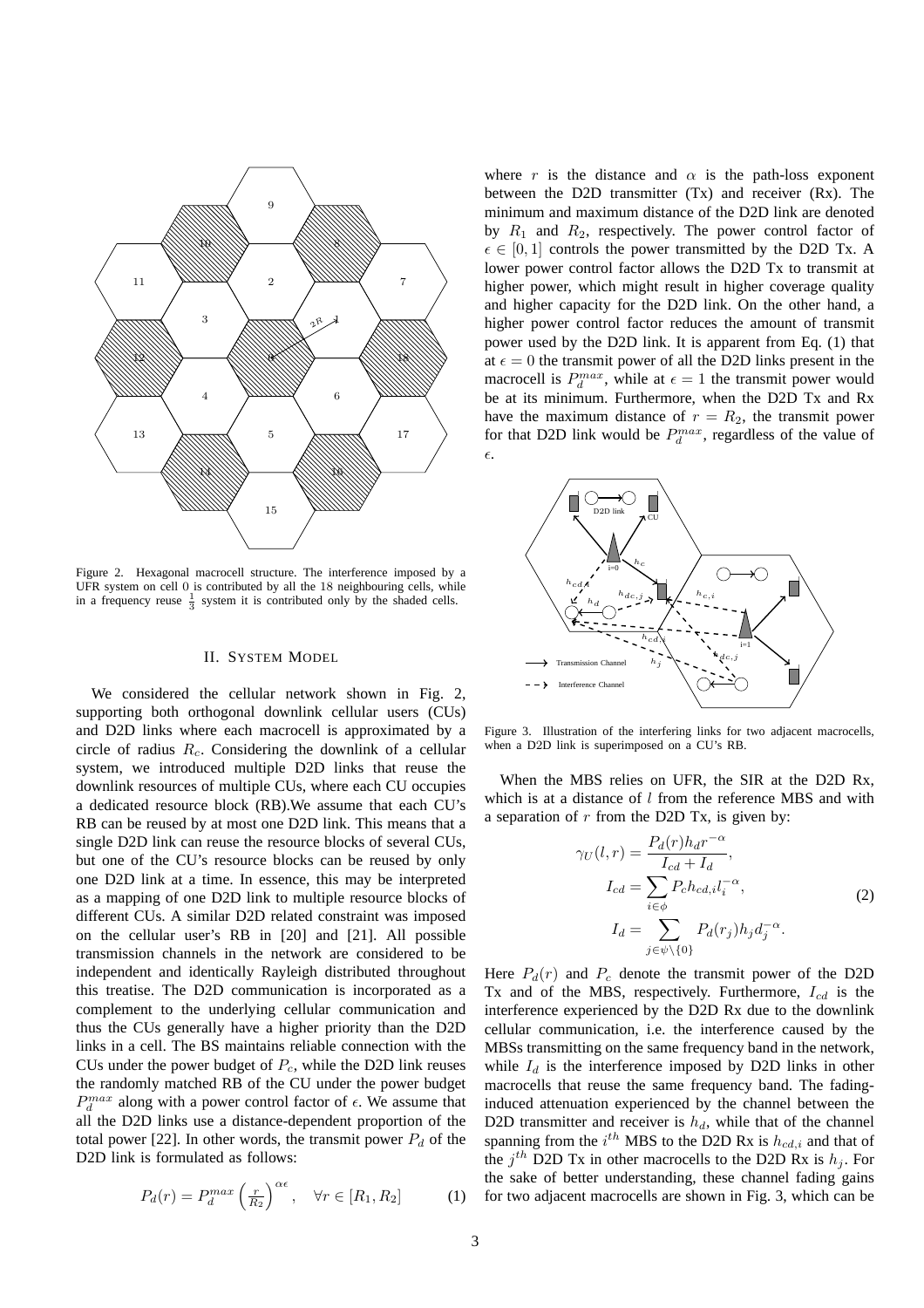Figure 2. Hexagonal macrocell structure. The interference imposed by a UFR system on cell 0 is contributed by all the 18 neighbouring cells, while in a frequency reuse $\frac{1}{3}$ system it is contributed only by the shaded cells.

## II. System Model

We considered the cellular network shown in Fig. 2, supporting both orthogonal downlink cellular users (CUs) and D2D links where each macrocell is approximated by a circle of radius $R_c$. Considering the downlink of a cellular system, we introduced multiple D2D links that reuse the downlink resources of multiple CUs, where each CU occupies a dedicated resource block (RB).We assume that each CU's RB can be reused by at most one D2D link. This means that a single D2D link can reuse the resource blocks of several CUs, but one of the CU's resource blocks can be reused by only one D2D link at a time. In essence, this may be interpreted as a mapping of one D2D link to multiple resource blocks of different CUs. A similar D2D related constraint was imposed on the cellular user's RB in [20] and [21]. All possible transmission channels in the network are considered to be independent and identically Rayleigh distributed throughout this treatise. The D2D communication is incorporated as a complement to the underlying cellular communication and thus the CUs generally have a higher priority than the D2D links in a cell. The BS maintains reliable connection with the CUs under the power budget of $P_c$, while the D2D link reuses the randomly matched RB of the CU under the power budget $P_d^{max}$ along with a power control factor of $\epsilon$. We assume that all the D2D links use a distance-dependent proportion of the total power [22]. In other words, the transmit power $P_d$ of the D2D link is formulated as follows:

$$P_d(r) = P_d^{max}\left(\frac{r}{R_2}\right)^{\alpha\epsilon}, \quad \forall r \in [R_1, R_2] \tag{1}$$

where $r$ is the distance and $\alpha$ is the path-loss exponent between the D2D transmitter (Tx) and receiver (Rx). The minimum and maximum distance of the D2D link are denoted by $R_1$ and $R_2$, respectively. The power control factor of $\epsilon \in [0, 1]$ controls the power transmitted by the D2D Tx. A lower power control factor allows the D2D Tx to transmit at higher power, which might result in higher coverage quality and higher capacity for the D2D link. On the other hand, a higher power control factor reduces the amount of transmit power used by the D2D link. It is apparent from Eq. (1) that at $\epsilon = 0$ the transmit power of all the D2D links present in the macrocell is $P_d^{max}$, while at $\epsilon = 1$ the transmit power would be at its minimum. Furthermore, when the D2D Tx and Rx have the maximum distance of $r = R_2$, the transmit power for that D2D link would be $P_d^{max}$, regardless of the value of $\epsilon$.

Figure 3. Illustration of the interfering links for two adjacent macrocells, when a D2D link is superimposed on a CU's RB.

When the MBS relies on UFR, the SIR at the D2D Rx, which is at a distance of $l$ from the reference MBS and with a separation of $r$ from the D2D Tx, is given by:

$$\begin{aligned}
\gamma_U(l, r) &= \frac{P_d(r) h_d r^{-\alpha}}{I_{cd} + I_d}, \\
I_{cd} &= \sum_{i \in \phi} P_c h_{cd,i} l_i^{-\alpha}, \\
I_d &= \sum_{j \in \psi \setminus \{0\}} P_d(r_j) h_j d_j^{-\alpha}.
\end{aligned} \tag{2}$$

Here $P_d(r)$ and $P_c$ denote the transmit power of the D2D Tx and of the MBS, respectively. Furthermore, $I_{cd}$ is the interference experienced by the D2D Rx due to the downlink cellular communication, i.e. the interference caused by the MBSs transmitting on the same frequency band in the network, while $I_d$ is the interference imposed by D2D links in other macrocells that reuse the same frequency band. The fading-induced attenuation experienced by the channel between the D2D transmitter and receiver is $h_d$, while that of the channel spanning from the $i^{th}$ MBS to the D2D Rx is $h_{cd,i}$ and that of the $j^{th}$ D2D Tx in other macrocells to the D2D Rx is $h_j$. For the sake of better understanding, these channel fading gains for two adjacent macrocells are shown in Fig. 3, which can be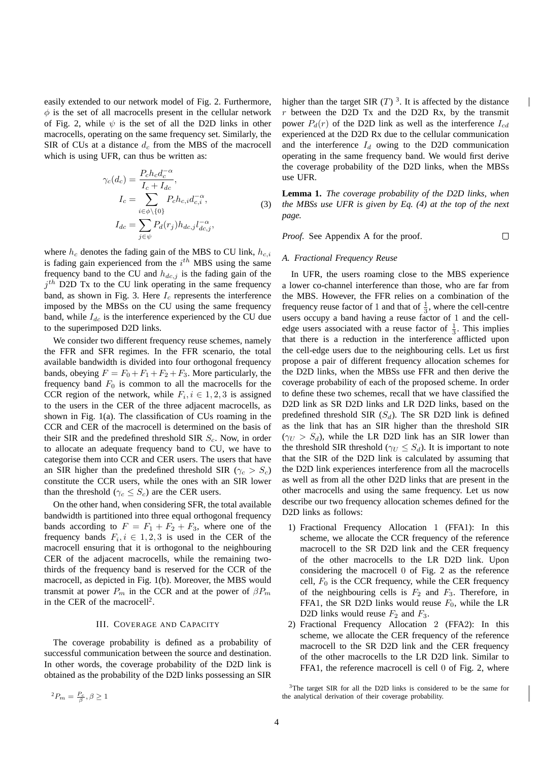easily extended to our network model of Fig. 2. Furthermore, $\phi$ is the set of all macrocells present in the cellular network of Fig. 2, while $\psi$ is the set of all the D2D links in other macrocells, operating on the same frequency set. Similarly, the SIR of CUs at a distance $d_c$ from the MBS of the macrocell which is using UFR, can thus be written as:

$$
\begin{aligned}
\gamma_c(d_c) &= \frac{P_c h_c d_c^{-\alpha}}{I_c + I_{dc}}, \\
I_c &= \sum_{i \in \phi \setminus \{0\}} P_c h_{c,i} d_{c,i}^{-\alpha}, \\
I_{dc} &= \sum_{j \in \psi} P_d(r_j) h_{dc,j} l_{dc,j}^{-\alpha},
\end{aligned}
\tag{3}
$$

where $h_c$ denotes the fading gain of the MBS to CU link, $h_{c,i}$ is fading gain experienced from the $i^{th}$ MBS using the same frequency band to the CU and $h_{dc,j}$ is the fading gain of the $j^{th}$ D2D Tx to the CU link operating in the same frequency band, as shown in Fig. 3. Here $I_c$ represents the interference imposed by the MBSs on the CU using the same frequency band, while $I_{dc}$ is the interference experienced by the CU due to the superimposed D2D links.

We consider two different frequency reuse schemes, namely the FFR and SFR regimes. In the FFR scenario, the total available bandwidth is divided into four orthogonal frequency bands, obeying $F = F_0 + F_1 + F_2 + F_3$. More particularly, the frequency band $F_0$ is common to all the macrocells for the CCR region of the network, while $F_i, i \in 1, 2, 3$ is assigned to the users in the CER of the three adjacent macrocells, as shown in Fig. 1(a). The classification of CUs roaming in the CCR and CER of the macrocell is determined on the basis of their SIR and the predefined threshold SIR $S_c$. Now, in order to allocate an adequate frequency band to CU, we have to categorise them into CCR and CER users. The users that have an SIR higher than the predefined threshold SIR ($\gamma_c > S_c$) constitute the CCR users, while the ones with an SIR lower than the threshold ($\gamma_c \leq S_c$) are the CER users.

On the other hand, when considering SFR, the total available bandwidth is partitioned into three equal orthogonal frequency bands according to $F = F_1 + F_2 + F_3$, where one of the frequency bands $F_i, i \in 1, 2, 3$ is used in the CER of the macrocell ensuring that it is orthogonal to the neighbouring CER of the adjacent macrocells, while the remaining two-thirds of the frequency band is reserved for the CCR of the macrocell, as depicted in Fig. 1(b). Moreover, the MBS would transmit at power $P_m$ in the CCR and at the power of $\beta P_m$ in the CER of the macrocell[2].

## III. Coverage and Capacity

The coverage probability is defined as a probability of successful communication between the source and destination. In other words, the coverage probability of the D2D link is obtained as the probability of the D2D links possessing an SIR higher than the target SIR ($T$) [3]. It is affected by the distance $r$ between the D2D Tx and the D2D Rx, by the transmit power $P_d(r)$ of the D2D link as well as the interference $I_{cd}$ experienced at the D2D Rx due to the cellular communication and the interference $I_d$ owing to the D2D communication operating in the same frequency band. We would first derive the coverage probability of the D2D links, when the MBSs use UFR.

**Lemma 1.** *The coverage probability of the D2D links, when the MBSs use UFR is given by Eq. (4) at the top of the next page.*

*Proof.* See Appendix A for the proof. ☐

### A. Fractional Frequency Reuse

In UFR, the users roaming close to the MBS experience a lower co-channel interference than those, who are far from the MBS. However, the FFR relies on a combination of the frequency reuse factor of 1 and that of $\frac{1}{3}$, where the cell-centre users occupy a band having a reuse factor of 1 and the cell-edge users associated with a reuse factor of $\frac{1}{3}$. This implies that there is a reduction in the interference afflicted upon the cell-edge users due to the neighbouring cells. Let us first propose a pair of different frequency allocation schemes for the D2D links, when the MBSs use FFR and then derive the coverage probability of each of the proposed scheme. In order to define these two schemes, recall that we have classified the D2D link as SR D2D links and LR D2D links, based on the predefined threshold SIR ($S_d$). The SR D2D link is defined as the link that has an SIR higher than the threshold SIR ($\gamma_U > S_d$), while the LR D2D link has an SIR lower than the threshold SIR threshold ($\gamma_U \leq S_d$). It is important to note that the SIR of the D2D link is calculated by assuming that the D2D link experiences interference from all the macrocells as well as from all the other D2D links that are present in the other macrocells and using the same frequency. Let us now describe our two frequency allocation schemes defined for the D2D links as follows:

1) Fractional Frequency Allocation 1 (FFA1): In this scheme, we allocate the CCR frequency of the reference macrocell to the SR D2D link and the CER frequency of the other macrocells to the LR D2D link. Upon considering the macrocell 0 of Fig. 2 as the reference cell, $F_0$ is the CCR frequency, while the CER frequency of the neighbouring cells is $F_2$ and $F_3$. Therefore, in FFA1, the SR D2D links would reuse $F_0$, while the LR D2D links would reuse $F_2$ and $F_3$.
2) Fractional Frequency Allocation 2 (FFA2): In this scheme, we allocate the CER frequency of the reference macrocell to the SR D2D link and the CER frequency of the other macrocells to the LR D2D link. Similar to FFA1, the reference macrocell is cell 0 of Fig. 2, where

[2] $P_m = \frac{P_c}{\beta}, \beta \geq 1$

[3] The target SIR for all the D2D links is considered to be the same for the analytical derivation of their coverage probability.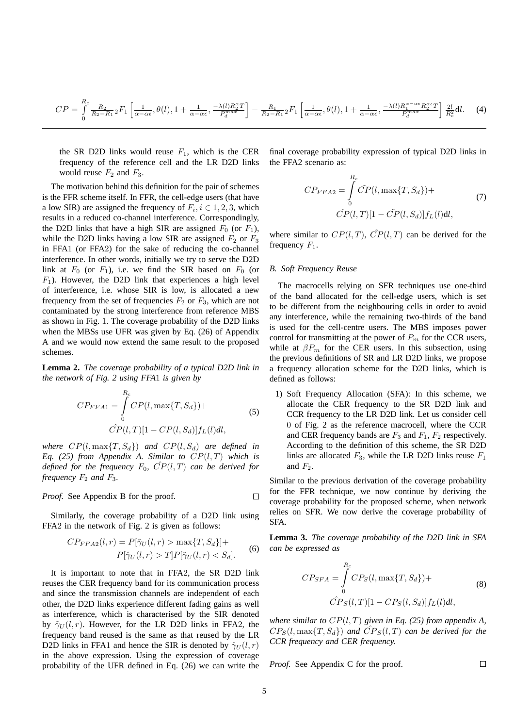$$CP = \int_0^{R_c} \frac{R_2}{R_2-R_1} {}_2F_1\left[\frac{1}{\alpha-\alpha\epsilon}, \theta(l), 1+\frac{1}{\alpha-\alpha\epsilon}, \frac{-\lambda(l)R_2^{\alpha}T}{P_d^{max}}\right] - \frac{R_1}{R_2-R_1} {}_2F_1\left[\frac{1}{\alpha-\alpha\epsilon}, \theta(l), 1+\frac{1}{\alpha-\alpha\epsilon}, \frac{-\lambda(l)R_1^{\alpha-\alpha\epsilon}R_2^{\alpha\epsilon}T}{P_d^{max}}\right] \frac{2l}{R_c^2} \mathrm{d}l. \quad (4)$$

the SR D2D links would reuse $F_1$, which is the CER frequency of the reference cell and the LR D2D links would reuse $F_2$ and $F_3$.

The motivation behind this definition for the pair of schemes is the FFR scheme itself. In FFR, the cell-edge users (that have a low SIR) are assigned the frequency of $F_i, i \in 1, 2, 3$, which results in a reduced co-channel interference. Correspondingly, the D2D links that have a high SIR are assigned $F_0$ (or $F_1$), while the D2D links having a low SIR are assigned $F_2$ or $F_3$ in FFA1 (or FFA2) for the sake of reducing the co-channel interference. In other words, initially we try to serve the D2D link at $F_0$ (or $F_1$), i.e. we find the SIR based on $F_0$ (or $F_1$). However, the D2D link that experiences a high level of interference, i.e. whose SIR is low, is allocated a new frequency from the set of frequencies $F_2$ or $F_3$, which are not contaminated by the strong interference from reference MBS as shown in Fig. 1. The coverage probability of the D2D links when the MBSs use UFR was given by Eq. (26) of Appendix A and we would now extend the same result to the proposed schemes.

**Lemma 2.** *The coverage probability of a typical D2D link in the network of Fig. 2 using FFA1 is given by*

$$CP_{FFA1} = \int_0^{R_c} CP(l, \max\{T, S_d\}) + \hat{CP}(l, T)[1 - CP(l, S_d)] f_L(l) dl, \quad (5)$$

*where $CP(l, \max\{T, S_d\})$ and $CP(l, S_d)$ are defined in Eq. (25) from Appendix A. Similar to $CP(l, T)$ which is defined for the frequency $F_0$, $\hat{CP}(l, T)$ can be derived for frequency $F_2$ and $F_3$.*

*Proof.* See Appendix B for the proof. □

Similarly, the coverage probability of a D2D link using FFA2 in the network of Fig. 2 is given as follows:

$$CP_{FFA2}(l, r) = P[\tilde{\gamma}_U(l, r) > \max\{T, S_d\}] + P[\hat{\gamma}_U(l, r) > T] P[\tilde{\gamma}_U(l, r) < S_d]. \quad (6)$$

It is important to note that in FFA2, the SR D2D link reuses the CER frequency band for its communication process and since the transmission channels are independent of each other, the D2D links experience different fading gains as well as interference, which is characterised by the SIR denoted by $\tilde{\gamma}_U(l, r)$. However, for the LR D2D links in FFA2, the frequency band reused is the same as that reused by the LR D2D links in FFA1 and hence the SIR is denoted by $\hat{\gamma}_U(l, r)$ in the above expression. Using the expression of coverage probability of the UFR defined in Eq. (26) we can write the final coverage probability expression of typical D2D links in the FFA2 scenario as:

$$CP_{FFA2} = \int_0^{R_c} \tilde{CP}(l, \max\{T, S_d\}) + \hat{CP}(l, T)[1 - \tilde{CP}(l, S_d)] f_L(l) \mathrm{d}l, \quad (7)$$

where similar to $CP(l, T)$, $\tilde{CP}(l, T)$ can be derived for the frequency $F_1$.

### *B. Soft Frequency Reuse*

The macrocells relying on SFR techniques use one-third of the band allocated for the cell-edge users, which is set to be different from the neighbouring cells in order to avoid any interference, while the remaining two-thirds of the band is used for the cell-centre users. The MBS imposes power control for transmitting at the power of $P_m$ for the CCR users, while at $\beta P_m$ for the CER users. In this subsection, using the previous definitions of SR and LR D2D links, we propose a frequency allocation scheme for the D2D links, which is defined as follows:

1) Soft Frequency Allocation (SFA): In this scheme, we allocate the CER frequency to the SR D2D link and CCR frequency to the LR D2D link. Let us consider cell 0 of Fig. 2 as the reference macrocell, where the CCR and CER frequency bands are $F_3$ and $F_1$, $F_2$ respectively. According to the definition of this scheme, the SR D2D links are allocated $F_3$, while the LR D2D links reuse $F_1$ and $F_2$.

Similar to the previous derivation of the coverage probability for the FFR technique, we now continue by deriving the coverage probability for the proposed scheme, when network relies on SFR. We now derive the coverage probability of SFA.

**Lemma 3.** *The coverage probability of the D2D link in SFA can be expressed as*

$$CP_{SFA} = \int_0^{R_c} CP_S(l, \max\{T, S_d\}) + \hat{CP}_S(l, T)[1 - CP_S(l, S_d)] f_L(l) dl, \quad (8)$$

*where similar to $CP(l, T)$ given in Eq. (25) from appendix A, $CP_S(l, \max\{T, S_d\})$ and $\hat{CP}_S(l, T)$ can be derived for the CCR frequency and CER frequency.*

*Proof.* See Appendix C for the proof. □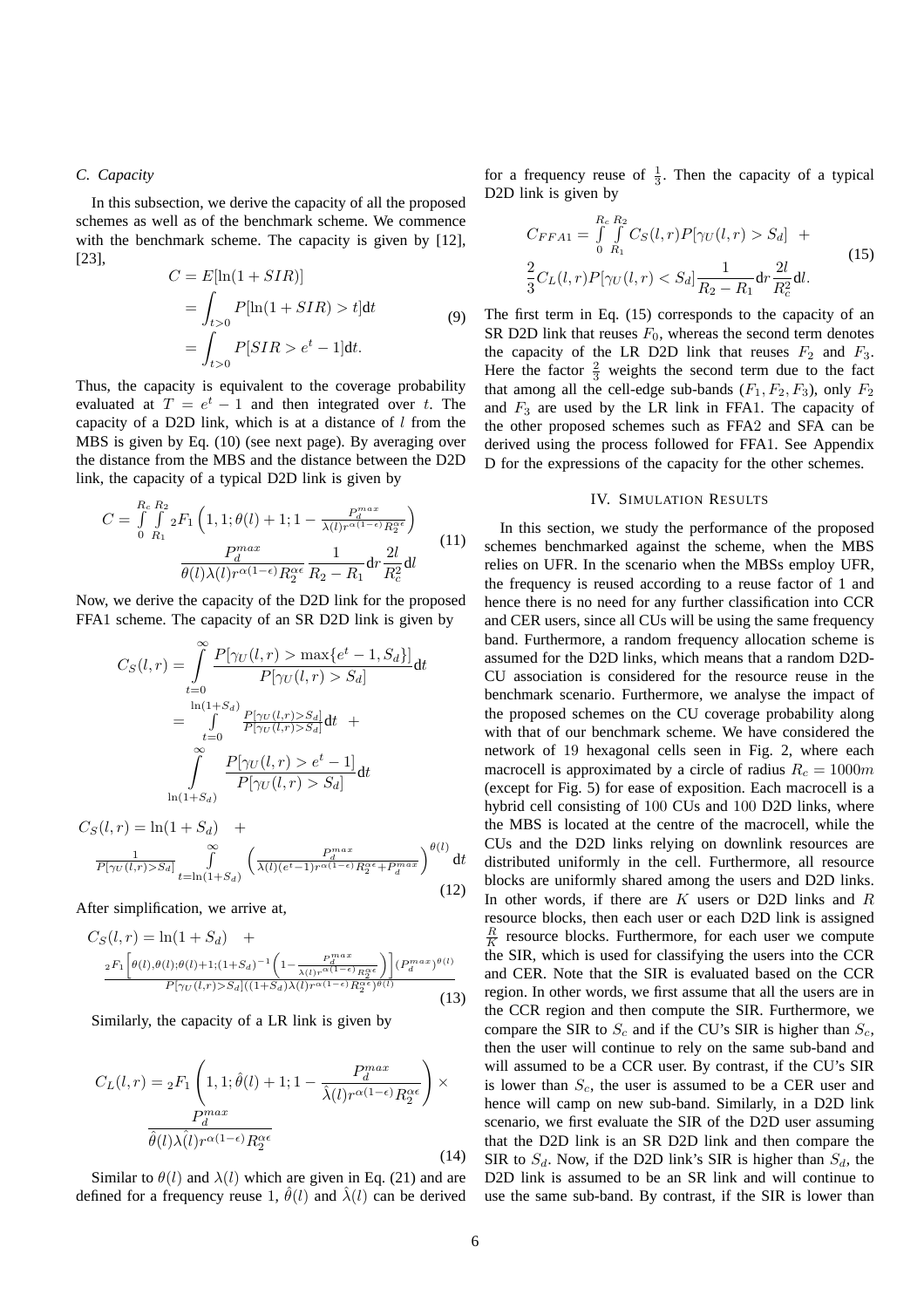### C. Capacity

In this subsection, we derive the capacity of all the proposed schemes as well as of the benchmark scheme. We commence with the benchmark scheme. The capacity is given by [12], [23],

$$
\begin{aligned}
C &= E[\ln(1+SIR)] \\
&= \int_{t>0} P[\ln(1+SIR) > t]\mathrm{d}t \\
&= \int_{t>0} P[SIR > e^t - 1]\mathrm{d}t.
\end{aligned}
\tag{9}
$$

Thus, the capacity is equivalent to the coverage probability evaluated at $T = e^t - 1$ and then integrated over $t$. The capacity of a D2D link, which is at a distance of $l$ from the MBS is given by Eq. (10) (see next page). By averaging over the distance from the MBS and the distance between the D2D link, the capacity of a typical D2D link is given by

$$
\begin{aligned}
C = \int_0^{R_c}\int_{R_1}^{R_2} {}_2F_1\left(1,1;\theta(l)+1;1-\frac{P_d^{max}}{\lambda(l)r^{\alpha(1-\epsilon)}R_2^{\alpha\epsilon}}\right) \\
\frac{P_d^{max}}{\theta(l)\lambda(l)r^{\alpha(1-\epsilon)}R_2^{\alpha\epsilon}}\frac{1}{R_2-R_1}\mathrm{d}r\frac{2l}{R_c^2}\mathrm{d}l
\end{aligned}
\tag{11}
$$

Now, we derive the capacity of the D2D link for the proposed FFA1 scheme. The capacity of an SR D2D link is given by

$$
\begin{aligned}
C_S(l,r) &= \int_{t=0}^{\infty} \frac{P[\gamma_U(l,r) > \max\{e^t-1, S_d\}]}{P[\gamma_U(l,r) > S_d]}\mathrm{d}t \\
&= \int_{t=0}^{\ln(1+S_d)} \frac{P[\gamma_U(l,r)>S_d]}{P[\gamma_U(l,r)>S_d]}\mathrm{d}t \; + \\
&\quad \int_{\ln(1+S_d)}^{\infty} \frac{P[\gamma_U(l,r) > e^t-1]}{P[\gamma_U(l,r) > S_d]}\mathrm{d}t
\end{aligned}
$$

$$
\begin{aligned}
C_S(l,r) &= \ln(1+S_d) \; + \\
&\frac{1}{P[\gamma_U(l,r)>S_d]}\int_{t=\ln(1+S_d)}^{\infty}\left(\frac{P_d^{max}}{\lambda(l)(e^t-1)r^{\alpha(1-\epsilon)}R_2^{\alpha\epsilon}+P_d^{max}}\right)^{\theta(l)}\mathrm{d}t
\end{aligned}
\tag{12}
$$

After simplification, we arrive at,

$$
\begin{aligned}
C_S(l,r) &= \ln(1+S_d) \; + \\
&\frac{{}_2F_1\left[\theta(l),\theta(l);\theta(l)+1;(1+S_d)^{-1}\left(1-\frac{P_d^{max}}{\lambda(l)r^{\alpha(1-\epsilon)}R_2^{\alpha\epsilon}}\right)\right](P_d^{max})^{\theta(l)}}{P[\gamma_U(l,r)>S_d]((1+S_d)\lambda(l)r^{\alpha(1-\epsilon)}R_2^{\alpha\epsilon})^{\theta(l)}}
\end{aligned}
\tag{13}
$$

Similarly, the capacity of a LR link is given by

$$
\begin{aligned}
C_L(l,r) = {}_2F_1\left(1,1;\hat{\theta}(l)+1;1-\frac{P_d^{max}}{\hat{\lambda}(l)r^{\alpha(1-\epsilon)}R_2^{\alpha\epsilon}}\right) \times \\
\frac{P_d^{max}}{\hat{\theta}(l)\hat{\lambda}(l)r^{\alpha(1-\epsilon)}R_2^{\alpha\epsilon}}
\end{aligned}
\tag{14}
$$

Similar to $\theta(l)$ and $\lambda(l)$ which are given in Eq. (21) and are defined for a frequency reuse 1, $\hat{\theta}(l)$ and $\hat{\lambda}(l)$ can be derived for a frequency reuse of $\frac{1}{3}$. Then the capacity of a typical D2D link is given by

$$
\begin{aligned}
C_{FFA1} = \int_0^{R_c}\int_{R_1}^{R_2} C_S(l,r)P[\gamma_U(l,r) > S_d] \; + \\
\frac{2}{3}C_L(l,r)P[\gamma_U(l,r) < S_d]\frac{1}{R_2-R_1}\mathrm{d}r\frac{2l}{R_c^2}\mathrm{d}l.
\end{aligned}
\tag{15}
$$

The first term in Eq. (15) corresponds to the capacity of an SR D2D link that reuses $F_0$, whereas the second term denotes the capacity of the LR D2D link that reuses $F_2$ and $F_3$. Here the factor $\frac{2}{3}$ weights the second term due to the fact that among all the cell-edge sub-bands ($F_1, F_2, F_3$), only $F_2$ and $F_3$ are used by the LR link in FFA1. The capacity of the other proposed schemes such as FFA2 and SFA can be derived using the process followed for FFA1. See Appendix D for the expressions of the capacity for the other schemes.

## IV. Simulation Results

In this section, we study the performance of the proposed schemes benchmarked against the scheme, when the MBS relies on UFR. In the scenario when the MBSs employ UFR, the frequency is reused according to a reuse factor of 1 and hence there is no need for any further classification into CCR and CER users, since all CUs will be using the same frequency band. Furthermore, a random frequency allocation scheme is assumed for the D2D links, which means that a random D2D-CU association is considered for the resource reuse in the benchmark scenario. Furthermore, we analyse the impact of the proposed schemes on the CU coverage probability along with that of our benchmark scheme. We have considered the network of 19 hexagonal cells seen in Fig. 2, where each macrocell is approximated by a circle of radius $R_c = 1000m$ (except for Fig. 5) for ease of exposition. Each macrocell is a hybrid cell consisting of 100 CUs and 100 D2D links, where the MBS is located at the centre of the macrocell, while the CUs and the D2D links relying on downlink resources are distributed uniformly in the cell. Furthermore, all resource blocks are uniformly shared among the users and D2D links. In other words, if there are $K$ users or D2D links and $R$ resource blocks, then each user or each D2D link is assigned $\frac{R}{K}$ resource blocks. Furthermore, for each user we compute the SIR, which is used for classifying the users into the CCR and CER. Note that the SIR is evaluated based on the CCR region. In other words, we first assume that all the users are in the CCR region and then compute the SIR. Furthermore, we compare the SIR to $S_c$ and if the CU's SIR is higher than $S_c$, then the user will continue to rely on the same sub-band and will assumed to be a CCR user. By contrast, if the CU's SIR is lower than $S_c$, the user is assumed to be a CER user and hence will camp on new sub-band. Similarly, in a D2D link scenario, we first evaluate the SIR of the D2D user assuming that the D2D link is an SR D2D link and then compare the SIR to $S_d$. Now, if the D2D link's SIR is higher than $S_d$, the D2D link is assumed to be an SR link and will continue to use the same sub-band. By contrast, if the SIR is lower than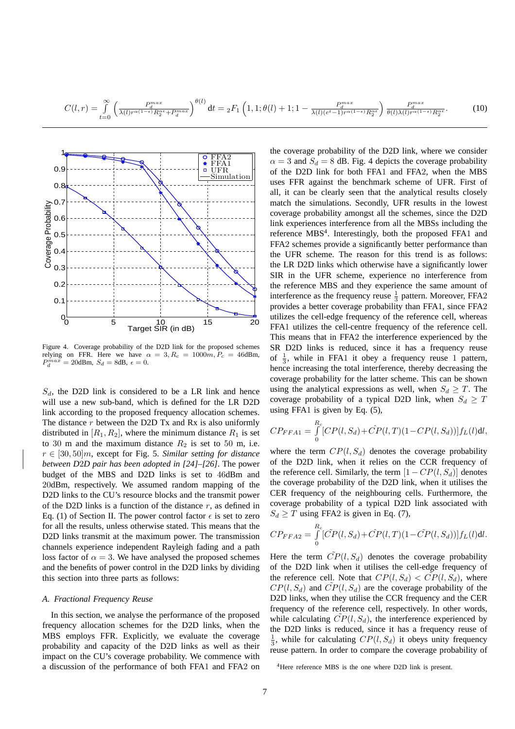$$C(l,r) = \int_{t=0}^{\infty} \left( \frac{P_d^{max}}{\lambda(l) r^{\alpha(1-\epsilon)} R_2^{\alpha\epsilon} + P_d^{max}} \right)^{\theta(l)} \mathrm{d}t = {}_2F_1\left(1, 1; \theta(l)+1; 1 - \frac{P_d^{max}}{\lambda(l)(e^t - 1) r^{\alpha(1-\epsilon)} R_2^{\alpha\epsilon}}\right) \frac{P_d^{max}}{\theta(l)\lambda(l) r^{\alpha(1-\epsilon)} R_2^{\alpha\epsilon}}. \tag{10}$$

Figure 4. Coverage probability of the D2D link for the proposed schemes relying on FFR. Here we have $\alpha = 3, R_c = 1000m, P_c = 46$dBm, $P_d^{max} = 20$dBm, $S_d = 8$dB, $\epsilon = 0$.

$S_d$, the D2D link is considered to be a LR link and hence will use a new sub-band, which is defined for the LR D2D link according to the proposed frequency allocation schemes. The distance $r$ between the D2D Tx and Rx is also uniformly distributed in $[R_1, R_2]$, where the minimum distance $R_1$ is set to 30 m and the maximum distance $R_2$ is set to 50 m, i.e. $r \in [30, 50]m$, except for Fig. 5. *Similar setting for distance between D2D pair has been adopted in [24]–[26]*. The power budget of the MBS and D2D links is set to 46dBm and 20dBm, respectively. We assumed random mapping of the D2D links to the CU's resource blocks and the transmit power of the D2D links is a function of the distance $r$, as defined in Eq. (1) of Section II. The power control factor $\epsilon$ is set to zero for all the results, unless otherwise stated. This means that the D2D links transmit at the maximum power. The transmission channels experience independent Rayleigh fading and a path loss factor of $\alpha = 3$. We have analysed the proposed schemes and the benefits of power control in the D2D links by dividing this section into three parts as follows:

### A. Fractional Frequency Reuse

In this section, we analyse the performance of the proposed frequency allocation schemes for the D2D links, when the MBS employs FFR. Explicitly, we evaluate the coverage probability and capacity of the D2D links as well as their impact on the CU's coverage probability. We commence with a discussion of the performance of both FFA1 and FFA2 on the coverage probability of the D2D link, where we consider $\alpha = 3$ and $S_d = 8$ dB. Fig. 4 depicts the coverage probability of the D2D link for both FFA1 and FFA2, when the MBS uses FFR against the benchmark scheme of UFR. First of all, it can be clearly seen that the analytical results closely match the simulations. Secondly, UFR results in the lowest coverage probability amongst all the schemes, since the D2D link experiences interference from all the MBSs including the reference MBS[4]. Interestingly, both the proposed FFA1 and FFA2 schemes provide a significantly better performance than the UFR scheme. The reason for this trend is as follows: the LR D2D links which otherwise have a significantly lower SIR in the UFR scheme, experience no interference from the reference MBS and they experience the same amount of interference as the frequency reuse $\frac{1}{3}$ pattern. Moreover, FFA2 provides a better coverage probability than FFA1, since FFA2 utilizes the cell-edge frequency of the reference cell, whereas FFA1 utilizes the cell-centre frequency of the reference cell. This means that in FFA2 the interference experienced by the SR D2D links is reduced, since it has a frequency reuse of $\frac{1}{3}$, while in FFA1 it obey a frequency reuse 1 pattern, hence increasing the total interference, thereby decreasing the coverage probability for the latter scheme. This can be shown using the analytical expressions as well, when $S_d \geq T$. The coverage probability of a typical D2D link, when $S_d \geq T$ using FFA1 is given by Eq. (5),

$$CP_{FFA1} = \int_0^{R_c} [CP(l, S_d) + \hat{CP}(l, T)(1 - CP(l, S_d))] f_L(l) \mathrm{d}l,$$

where the term $CP(l, S_d)$ denotes the coverage probability of the D2D link, when it relies on the CCR frequency of the reference cell. Similarly, the term $[1 - CP(l, S_d)]$ denotes the coverage probability of the D2D link, when it utilises the CER frequency of the neighbouring cells. Furthermore, the coverage probability of a typical D2D link associated with $S_d \geq T$ using FFA2 is given in Eq. (7),

$$CP_{FFA2} = \int_0^{R_c} [\tilde{CP}(l, S_d) + \hat{CP}(l, T)(1 - \tilde{CP}(l, S_d))] f_L(l) \mathrm{d}l.$$

Here the term $\tilde{CP}(l, S_d)$ denotes the coverage probability of the D2D link when it utilises the cell-edge frequency of the reference cell. Note that $CP(l, S_d) < \tilde{CP}(l, S_d)$, where $CP(l, S_d)$ and $\tilde{CP}(l, S_d)$ are the coverage probability of the D2D links, when they utilise the CCR frequency and the CER frequency of the reference cell, respectively. In other words, while calculating $\tilde{CP}(l, S_d)$, the interference experienced by the D2D links is reduced, since it has a frequency reuse of $\frac{1}{3}$, while for calculating $CP(l, S_d)$ it obeys unity frequency reuse pattern. In order to compare the coverage probability of

[4]Here reference MBS is the one where D2D link is present.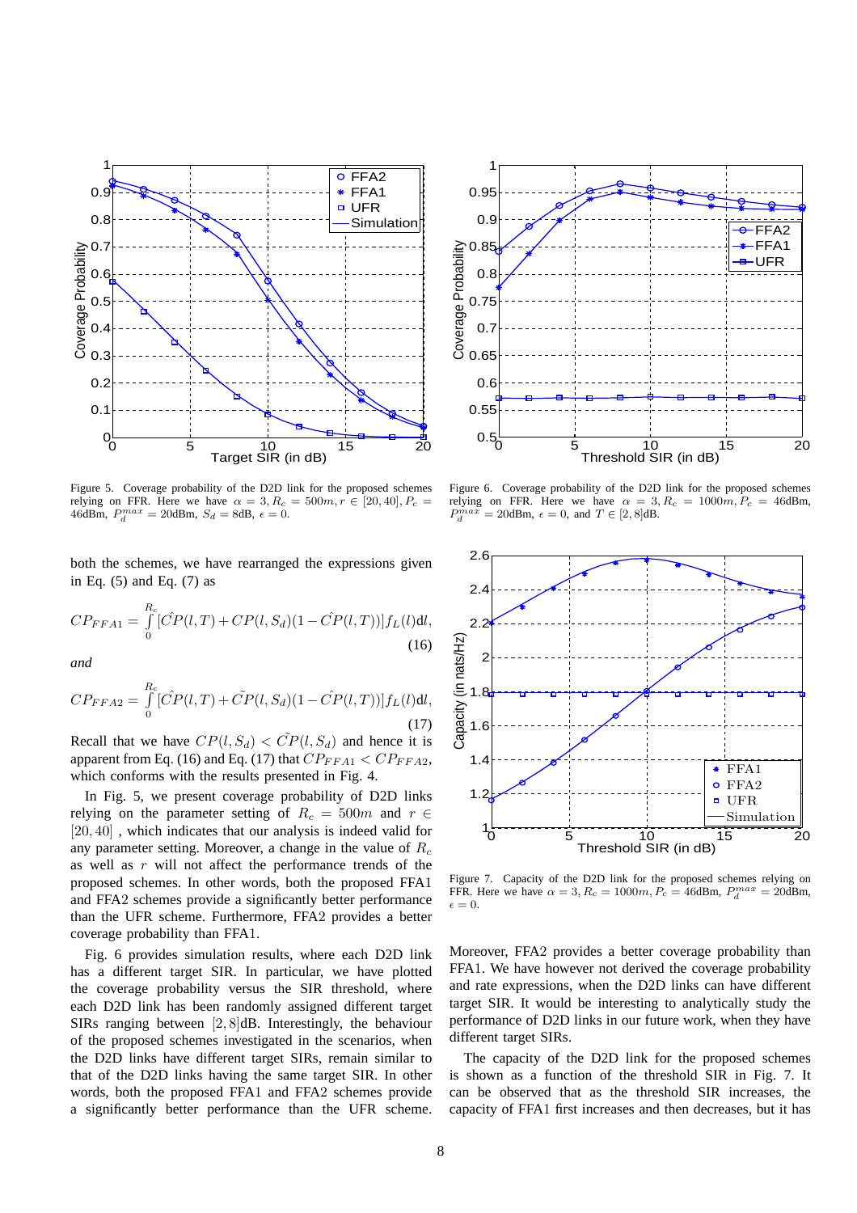Figure 5. Coverage probability of the D2D link for the proposed schemes relying on FFR. Here we have $\alpha = 3, R_c = 500m, r \in [20, 40], P_c = 46$dBm, $P_d^{max} = 20$dBm, $S_d = 8$dB, $\epsilon = 0$.

Figure 6. Coverage probability of the D2D link for the proposed schemes relying on FFR. Here we have $\alpha = 3, R_c = 1000m, P_c = 46$dBm, $P_d^{max} = 20$dBm, $\epsilon = 0$, and $T \in [2, 8]$dB.

both the schemes, we have rearranged the expressions given in Eq. (5) and Eq. (7) as

$$CP_{FFA1} = \int_0^{R_c} [\hat{CP}(l,T) + CP(l,S_d)(1 - \hat{CP}(l,T))] f_L(l) \mathrm{d}l, \tag{16}$$

*and*

$$CP_{FFA2} = \int_0^{R_c} [\hat{CP}(l,T) + \tilde{CP}(l,S_d)(1 - \hat{CP}(l,T))] f_L(l) \mathrm{d}l, \tag{17}$$

Recall that we have $CP(l, S_d) < \tilde{CP}(l, S_d)$ and hence it is apparent from Eq. (16) and Eq. (17) that $CP_{FFA1} < CP_{FFA2}$, which conforms with the results presented in Fig. 4.

In Fig. 5, we present coverage probability of D2D links relying on the parameter setting of $R_c = 500m$ and $r \in [20, 40]$ , which indicates that our analysis is indeed valid for any parameter setting. Moreover, a change in the value of $R_c$ as well as $r$ will not affect the performance trends of the proposed schemes. In other words, both the proposed FFA1 and FFA2 schemes provide a significantly better performance than the UFR scheme. Furthermore, FFA2 provides a better coverage probability than FFA1.

Fig. 6 provides simulation results, where each D2D link has a different target SIR. In particular, we have plotted the coverage probability versus the SIR threshold, where each D2D link has been randomly assigned different target SIRs ranging between $[2, 8]$dB. Interestingly, the behaviour of the proposed schemes investigated in the scenarios, when the D2D links have different target SIRs, remain similar to that of the D2D links having the same target SIR. In other words, both the proposed FFA1 and FFA2 schemes provide a significantly better performance than the UFR scheme.

Figure 7. Capacity of the D2D link for the proposed schemes relying on FFR. Here we have $\alpha = 3, R_c = 1000m, P_c = 46$dBm, $P_d^{max} = 20$dBm, $\epsilon = 0$.

Moreover, FFA2 provides a better coverage probability than FFA1. We have however not derived the coverage probability and rate expressions, when the D2D links can have different target SIR. It would be interesting to analytically study the performance of D2D links in our future work, when they have different target SIRs.

The capacity of the D2D link for the proposed schemes is shown as a function of the threshold SIR in Fig. 7. It can be observed that as the threshold SIR increases, the capacity of FFA1 first increases and then decreases, but it has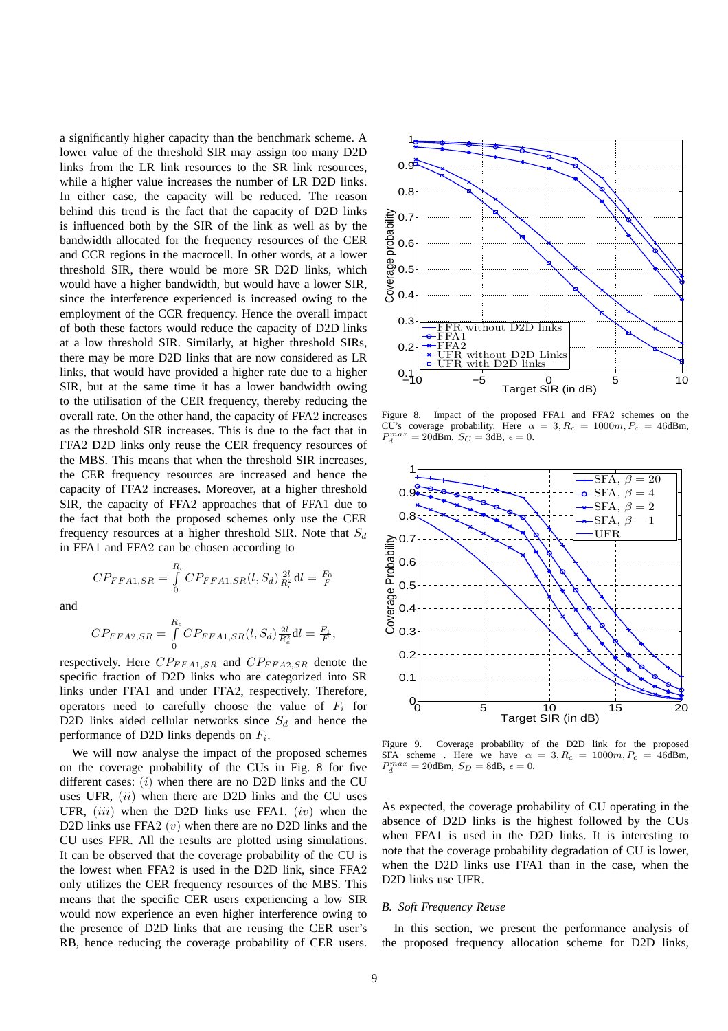a significantly higher capacity than the benchmark scheme. A lower value of the threshold SIR may assign too many D2D links from the LR link resources to the SR link resources, while a higher value increases the number of LR D2D links. In either case, the capacity will be reduced. The reason behind this trend is the fact that the capacity of D2D links is influenced both by the SIR of the link as well as by the bandwidth allocated for the frequency resources of the CER and CCR regions in the macrocell. In other words, at a lower threshold SIR, there would be more SR D2D links, which would have a higher bandwidth, but would have a lower SIR, since the interference experienced is increased owing to the employment of the CCR frequency. Hence the overall impact of both these factors would reduce the capacity of D2D links at a low threshold SIR. Similarly, at higher threshold SIRs, there may be more D2D links that are now considered as LR links, that would have provided a higher rate due to a higher SIR, but at the same time it has a lower bandwidth owing to the utilisation of the CER frequency, thereby reducing the overall rate. On the other hand, the capacity of FFA2 increases as the threshold SIR increases. This is due to the fact that in FFA2 D2D links only reuse the CER frequency resources of the MBS. This means that when the threshold SIR increases, the CER frequency resources are increased and hence the capacity of FFA2 increases. Moreover, at a higher threshold SIR, the capacity of FFA2 approaches that of FFA1 due to the fact that both the proposed schemes only use the CER frequency resources at a higher threshold SIR. Note that $S_d$ in FFA1 and FFA2 can be chosen according to

$$CP_{FFA1,SR} = \int_0^{R_c} CP_{FFA1,SR}(l, S_d)\,\frac{2l}{R_c^2}\,\mathrm{d}l = \frac{F_0}{F}$$

and

$$CP_{FFA2,SR} = \int_0^{R_c} CP_{FFA1,SR}(l, S_d)\,\frac{2l}{R_c^2}\,\mathrm{d}l = \frac{F_1}{F},$$

respectively. Here $CP_{FFA1,SR}$ and $CP_{FFA2,SR}$ denote the specific fraction of D2D links who are categorized into SR links under FFA1 and under FFA2, respectively. Therefore, operators need to carefully choose the value of $F_i$ for D2D links aided cellular networks since $S_d$ and hence the performance of D2D links depends on $F_i$.

We will now analyse the impact of the proposed schemes on the coverage probability of the CUs in Fig. 8 for five different cases: $(i)$ when there are no D2D links and the CU uses UFR, $(ii)$ when there are D2D links and the CU uses UFR, $(iii)$ when the D2D links use FFA1. $(iv)$ when the D2D links use FFA2 $(v)$ when there are no D2D links and the CU uses FFR. All the results are plotted using simulations. It can be observed that the coverage probability of the CU is the lowest when FFA2 is used in the D2D link, since FFA2 only utilizes the CER frequency resources of the MBS. This means that the specific CER users experiencing a low SIR would now experience an even higher interference owing to the presence of D2D links that are reusing the CER user's RB, hence reducing the coverage probability of CER users.

Figure 8. Impact of the proposed FFA1 and FFA2 schemes on the CU's coverage probability. Here $\alpha = 3, R_c = 1000m, P_c = 46$dBm, $P_d^{max} = 20$dBm, $S_C = 3$dB, $\epsilon = 0$.

Figure 9. Coverage probability of the D2D link for the proposed SFA scheme . Here we have $\alpha = 3, R_c = 1000m, P_c = 46$dBm, $P_d^{max} = 20$dBm, $S_D = 8$dB, $\epsilon = 0$.

As expected, the coverage probability of CU operating in the absence of D2D links is the highest followed by the CUs when FFA1 is used in the D2D links. It is interesting to note that the coverage probability degradation of CU is lower, when the D2D links use FFA1 than in the case, when the D2D links use UFR.

## B. Soft Frequency Reuse

In this section, we present the performance analysis of the proposed frequency allocation scheme for D2D links,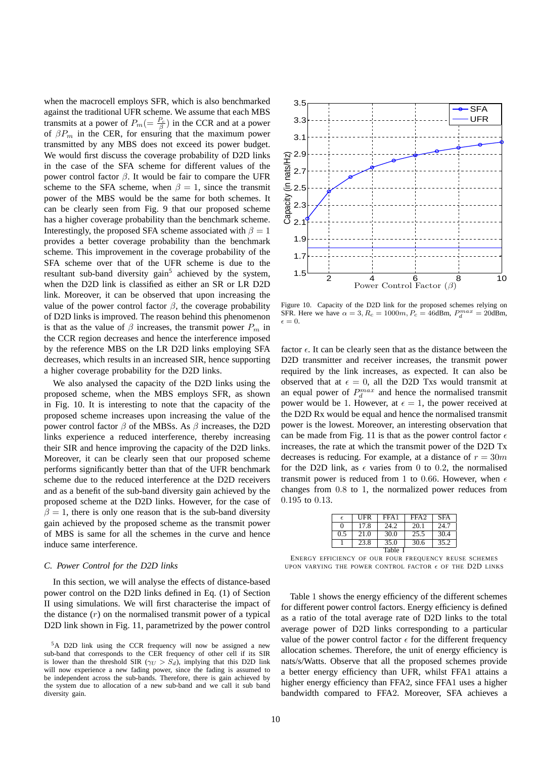when the macrocell employs SFR, which is also benchmarked against the traditional UFR scheme. We assume that each MBS transmits at a power of $P_m(=\frac{P_c}{\beta})$ in the CCR and at a power of $\beta P_m$ in the CER, for ensuring that the maximum power transmitted by any MBS does not exceed its power budget. We would first discuss the coverage probability of D2D links in the case of the SFA scheme for different values of the power control factor $\beta$. It would be fair to compare the UFR scheme to the SFA scheme, when $\beta = 1$, since the transmit power of the MBS would be the same for both schemes. It can be clearly seen from Fig. 9 that our proposed scheme has a higher coverage probability than the benchmark scheme. Interestingly, the proposed SFA scheme associated with $\beta = 1$ provides a better coverage probability than the benchmark scheme. This improvement in the coverage probability of the SFA scheme over that of the UFR scheme is due to the resultant sub-band diversity gain[5] achieved by the system, when the D2D link is classified as either an SR or LR D2D link. Moreover, it can be observed that upon increasing the value of the power control factor $\beta$, the coverage probability of D2D links is improved. The reason behind this phenomenon is that as the value of $\beta$ increases, the transmit power $P_m$ in the CCR region decreases and hence the interference imposed by the reference MBS on the LR D2D links employing SFA decreases, which results in an increased SIR, hence supporting a higher coverage probability for the D2D links.

We also analysed the capacity of the D2D links using the proposed scheme, when the MBS employs SFR, as shown in Fig. 10. It is interesting to note that the capacity of the proposed scheme increases upon increasing the value of the power control factor $\beta$ of the MBSs. As $\beta$ increases, the D2D links experience a reduced interference, thereby increasing their SIR and hence improving the capacity of the D2D links. Moreover, it can be clearly seen that our proposed scheme performs significantly better than that of the UFR benchmark scheme due to the reduced interference at the D2D receivers and as a benefit of the sub-band diversity gain achieved by the proposed scheme at the D2D links. However, for the case of $\beta = 1$, there is only one reason that is the sub-band diversity gain achieved by the proposed scheme as the transmit power of MBS is same for all the schemes in the curve and hence induce same interference.

Figure 10. Capacity of the D2D link for the proposed schemes relying on SFR. Here we have $\alpha = 3$, $R_c = 1000m$, $P_c = 46$dBm, $P_d^{max} = 20$dBm, $\epsilon = 0$.

### C. Power Control for the D2D links

In this section, we will analyse the effects of distance-based power control on the D2D links defined in Eq. (1) of Section II using simulations. We will first characterise the impact of the distance ($r$) on the normalised transmit power of a typical D2D link shown in Fig. 11, parametrized by the power control factor $\epsilon$. It can be clearly seen that as the distance between the D2D transmitter and receiver increases, the transmit power required by the link increases, as expected. It can also be observed that at $\epsilon = 0$, all the D2D Txs would transmit at an equal power of $P_d^{max}$ and hence the normalised transmit power would be 1. However, at $\epsilon = 1$, the power received at the D2D Rx would be equal and hence the normalised transmit power is the lowest. Moreover, an interesting observation that can be made from Fig. 11 is that as the power control factor $\epsilon$ increases, the rate at which the transmit power of the D2D Tx decreases is reducing. For example, at a distance of $r = 30m$ for the D2D link, as $\epsilon$ varies from 0 to 0.2, the normalised transmit power is reduced from 1 to 0.66. However, when $\epsilon$ changes from 0.8 to 1, the normalized power reduces from 0.195 to 0.13.

| $\epsilon$ | UFR | FFA1 | FFA2 | SFA |
|---|---|---|---|---|
| 0 | 17.8 | 24.2 | 20.1 | 24.7 |
| 0.5 | 21.0 | 30.0 | 25.5 | 30.4 |
| 1 | 23.8 | 35.0 | 30.6 | 35.2 |

Table I

ENERGY EFFICIENCY OF OUR FOUR FREQUENCY REUSE SCHEMES UPON VARYING THE POWER CONTROL FACTOR $\epsilon$ OF THE D2D LINKS

Table 1 shows the energy efficiency of the different schemes for different power control factors. Energy efficiency is defined as a ratio of the total average rate of D2D links to the total average power of D2D links corresponding to a particular value of the power control factor $\epsilon$ for the different frequency allocation schemes. Therefore, the unit of energy efficiency is nats/s/Watts. Observe that all the proposed schemes provide a better energy efficiency than UFR, whilst FFA1 attains a higher energy efficiency than FFA2, since FFA1 uses a higher bandwidth compared to FFA2. Moreover, SFA achieves a

[5] A D2D link using the CCR frequency will now be assigned a new sub-band that corresponds to the CER frequency of other cell if its SIR is lower than the threshold SIR ($\gamma_U > S_d$), implying that this D2D link will now experience a new fading power, since the fading is assumed to be independent across the sub-bands. Therefore, there is gain achieved by the system due to allocation of a new sub-band and we call it sub band diversity gain.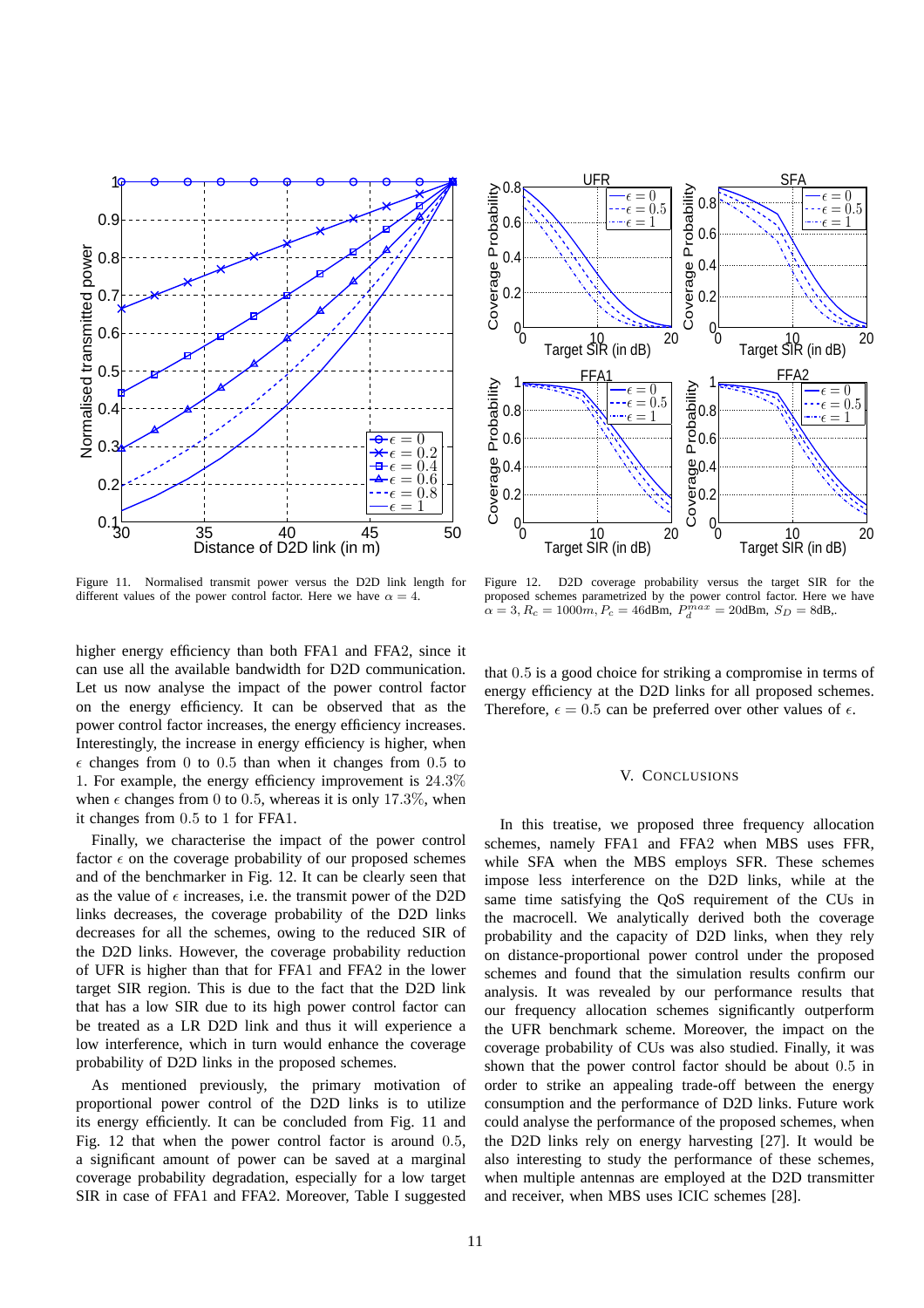Figure 11. Normalised transmit power versus the D2D link length for different values of the power control factor. Here we have $\alpha = 4$.

Figure 12. D2D coverage probability versus the target SIR for the proposed schemes parametrized by the power control factor. Here we have $\alpha = 3$, $R_c = 1000m$, $P_c = 46$dBm, $P_d^{max} = 20$dBm, $S_D = 8$dB,.

higher energy efficiency than both FFA1 and FFA2, since it can use all the available bandwidth for D2D communication. Let us now analyse the impact of the power control factor on the energy efficiency. It can be observed that as the power control factor increases, the energy efficiency increases. Interestingly, the increase in energy efficiency is higher, when $\epsilon$ changes from 0 to 0.5 than when it changes from 0.5 to 1. For example, the energy efficiency improvement is 24.3% when $\epsilon$ changes from 0 to 0.5, whereas it is only 17.3%, when it changes from 0.5 to 1 for FFA1.

Finally, we characterise the impact of the power control factor $\epsilon$ on the coverage probability of our proposed schemes and of the benchmarker in Fig. 12. It can be clearly seen that as the value of $\epsilon$ increases, i.e. the transmit power of the D2D links decreases, the coverage probability of the D2D links decreases for all the schemes, owing to the reduced SIR of the D2D links. However, the coverage probability reduction of UFR is higher than that for FFA1 and FFA2 in the lower target SIR region. This is due to the fact that the D2D link that has a low SIR due to its high power control factor can be treated as a LR D2D link and thus it will experience a low interference, which in turn would enhance the coverage probability of D2D links in the proposed schemes.

As mentioned previously, the primary motivation of proportional power control of the D2D links is to utilize its energy efficiently. It can be concluded from Fig. 11 and Fig. 12 that when the power control factor is around 0.5, a significant amount of power can be saved at a marginal coverage probability degradation, especially for a low target SIR in case of FFA1 and FFA2. Moreover, Table I suggested that 0.5 is a good choice for striking a compromise in terms of energy efficiency at the D2D links for all proposed schemes. Therefore, $\epsilon = 0.5$ can be preferred over other values of $\epsilon$.

## V. Conclusions

In this treatise, we proposed three frequency allocation schemes, namely FFA1 and FFA2 when MBS uses FFR, while SFA when the MBS employs SFR. These schemes impose less interference on the D2D links, while at the same time satisfying the QoS requirement of the CUs in the macrocell. We analytically derived both the coverage probability and the capacity of D2D links, when they rely on distance-proportional power control under the proposed schemes and found that the simulation results confirm our analysis. It was revealed by our performance results that our frequency allocation schemes significantly outperform the UFR benchmark scheme. Moreover, the impact on the coverage probability of CUs was also studied. Finally, it was shown that the power control factor should be about 0.5 in order to strike an appealing trade-off between the energy consumption and the performance of D2D links. Future work could analyse the performance of the proposed schemes, when the D2D links rely on energy harvesting [27]. It would be also interesting to study the performance of these schemes, when multiple antennas are employed at the D2D transmitter and receiver, when MBS uses ICIC schemes [28].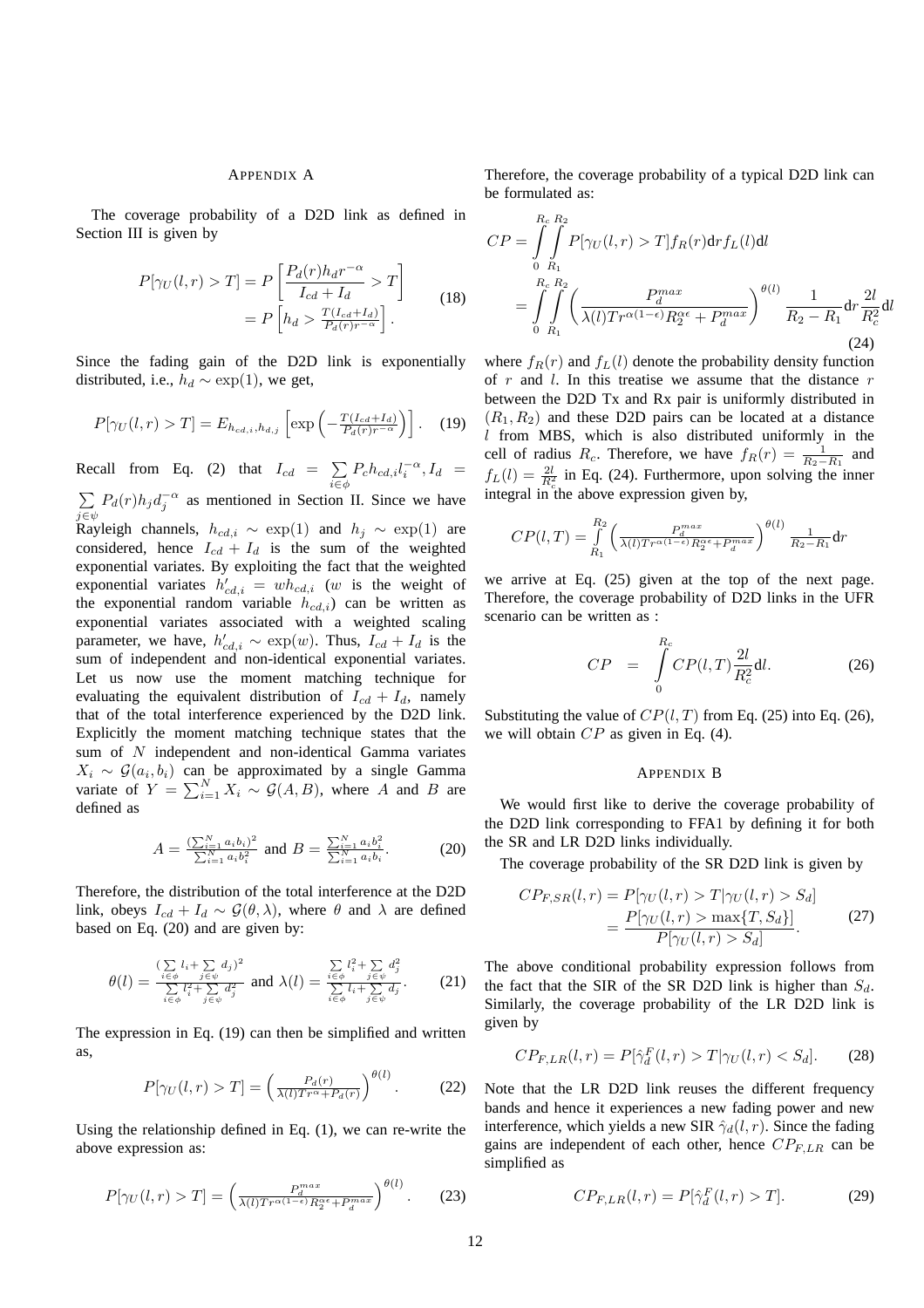## Appendix A

The coverage probability of a D2D link as defined in Section III is given by

$$\begin{aligned} P[\gamma_U(l,r) > T] &= P\left[\frac{P_d(r)h_d r^{-\alpha}}{I_{cd} + I_d} > T\right] \\ &= P\left[h_d > \frac{T(I_{cd}+I_d)}{P_d(r)r^{-\alpha}}\right]. \end{aligned} \tag{18}$$

Since the fading gain of the D2D link is exponentially distributed, i.e., $h_d \sim \exp(1)$, we get,

$$P[\gamma_U(l,r) > T] = E_{h_{cd,i},h_{d,j}}\left[\exp\left(-\frac{T(I_{cd}+I_d)}{P_d(r)r^{-\alpha}}\right)\right]. \tag{19}$$

Recall from Eq. (2) that $I_{cd} = \sum_{i\in\phi} P_c h_{cd,i} l_i^{-\alpha}, I_d = \sum_{j\in\psi} P_d(r) h_j d_j^{-\alpha}$ as mentioned in Section II. Since we have Rayleigh channels, $h_{cd,i} \sim \exp(1)$ and $h_j \sim \exp(1)$ are considered, hence $I_{cd} + I_d$ is the sum of the weighted exponential variates. By exploiting the fact that the weighted exponential variates $h'_{cd,i} = w h_{cd,i}$ ($w$ is the weight of the exponential random variable $h_{cd,i}$) can be written as exponential variates associated with a weighted scaling parameter, we have, $h'_{cd,i} \sim \exp(w)$. Thus, $I_{cd} + I_d$ is the sum of independent and non-identical exponential variates. Let us now use the moment matching technique for evaluating the equivalent distribution of $I_{cd} + I_d$, namely that of the total interference experienced by the D2D link. Explicitly the moment matching technique states that the sum of $N$ independent and non-identical Gamma variates $X_i \sim \mathcal{G}(a_i, b_i)$ can be approximated by a single Gamma variate of $Y = \sum_{i=1}^{N} X_i \sim \mathcal{G}(A, B)$, where $A$ and $B$ are defined as

$$A = \frac{(\sum_{i=1}^{N} a_i b_i)^2}{\sum_{i=1}^{N} a_i b_i^2} \text{ and } B = \frac{\sum_{i=1}^{N} a_i b_i^2}{\sum_{i=1}^{N} a_i b_i}. \tag{20}$$

Therefore, the distribution of the total interference at the D2D link, obeys $I_{cd} + I_d \sim \mathcal{G}(\theta, \lambda)$, where $\theta$ and $\lambda$ are defined based on Eq. (20) and are given by:

$$\theta(l) = \frac{(\sum_{i\in\phi} l_i + \sum_{j\in\psi} d_j)^2}{\sum_{i\in\phi} l_i^2 + \sum_{j\in\psi} d_j^2} \text{ and } \lambda(l) = \frac{\sum_{i\in\phi} l_i^2 + \sum_{j\in\psi} d_j^2}{\sum_{i\in\phi} l_i + \sum_{j\in\psi} d_j}. \tag{21}$$

The expression in Eq. (19) can then be simplified and written as,

$$P[\gamma_U(l,r) > T] = \left(\frac{P_d(r)}{\lambda(l)Tr^{\alpha} + P_d(r)}\right)^{\theta(l)}. \tag{22}$$

Using the relationship defined in Eq. (1), we can re-write the above expression as:

$$P[\gamma_U(l,r) > T] = \left(\frac{P_d^{max}}{\lambda(l)Tr^{\alpha(1-\epsilon)}R_2^{\alpha\epsilon} + P_d^{max}}\right)^{\theta(l)}. \tag{23}$$

Therefore, the coverage probability of a typical D2D link can be formulated as:

$$\begin{aligned} CP &= \int_0^{R_c}\int_{R_1}^{R_2} P[\gamma_U(l,r) > T] f_R(r) \mathrm{d}r f_L(l) \mathrm{d}l \\ &= \int_0^{R_c}\int_{R_1}^{R_2} \left(\frac{P_d^{max}}{\lambda(l)Tr^{\alpha(1-\epsilon)}R_2^{\alpha\epsilon} + P_d^{max}}\right)^{\theta(l)} \frac{1}{R_2 - R_1} \mathrm{d}r \frac{2l}{R_c^2} \mathrm{d}l \end{aligned} \tag{24}$$

where $f_R(r)$ and $f_L(l)$ denote the probability density function of $r$ and $l$. In this treatise we assume that the distance $r$ between the D2D Tx and Rx pair is uniformly distributed in $(R_1, R_2)$ and these D2D pairs can be located at a distance $l$ from MBS, which is also distributed uniformly in the cell of radius $R_c$. Therefore, we have $f_R(r) = \frac{1}{R_2 - R_1}$ and $f_L(l) = \frac{2l}{R_c^2}$ in Eq. (24). Furthermore, upon solving the inner integral in the above expression given by,

$$CP(l,T) = \int_{R_1}^{R_2} \left(\frac{P_d^{max}}{\lambda(l)Tr^{\alpha(1-\epsilon)}R_2^{\alpha\epsilon} + P_d^{max}}\right)^{\theta(l)} \frac{1}{R_2 - R_1} \mathrm{d}r$$

we arrive at Eq. (25) given at the top of the next page. Therefore, the coverage probability of D2D links in the UFR scenario can be written as :

$$CP = \int_0^{R_c} CP(l,T) \frac{2l}{R_c^2} \mathrm{d}l. \tag{26}$$

Substituting the value of $CP(l,T)$ from Eq. (25) into Eq. (26), we will obtain $CP$ as given in Eq. (4).

## Appendix B

We would first like to derive the coverage probability of the D2D link corresponding to FFA1 by defining it for both the SR and LR D2D links individually.

The coverage probability of the SR D2D link is given by

$$\begin{aligned} CP_{F,SR}(l,r) &= P[\gamma_U(l,r) > T | \gamma_U(l,r) > S_d] \\ &= \frac{P[\gamma_U(l,r) > \max\{T, S_d\}]}{P[\gamma_U(l,r) > S_d]}. \end{aligned} \tag{27}$$

The above conditional probability expression follows from the fact that the SIR of the SR D2D link is higher than $S_d$. Similarly, the coverage probability of the LR D2D link is given by

$$CP_{F,LR}(l,r) = P[\hat{\gamma}_d^F(l,r) > T | \gamma_U(l,r) < S_d]. \tag{28}$$

Note that the LR D2D link reuses the different frequency bands and hence it experiences a new fading power and new interference, which yields a new SIR $\hat{\gamma}_d(l,r)$. Since the fading gains are independent of each other, hence $CP_{F,LR}$ can be simplified as

$$CP_{F,LR}(l,r) = P[\hat{\gamma}_d^F(l,r) > T]. \tag{29}$$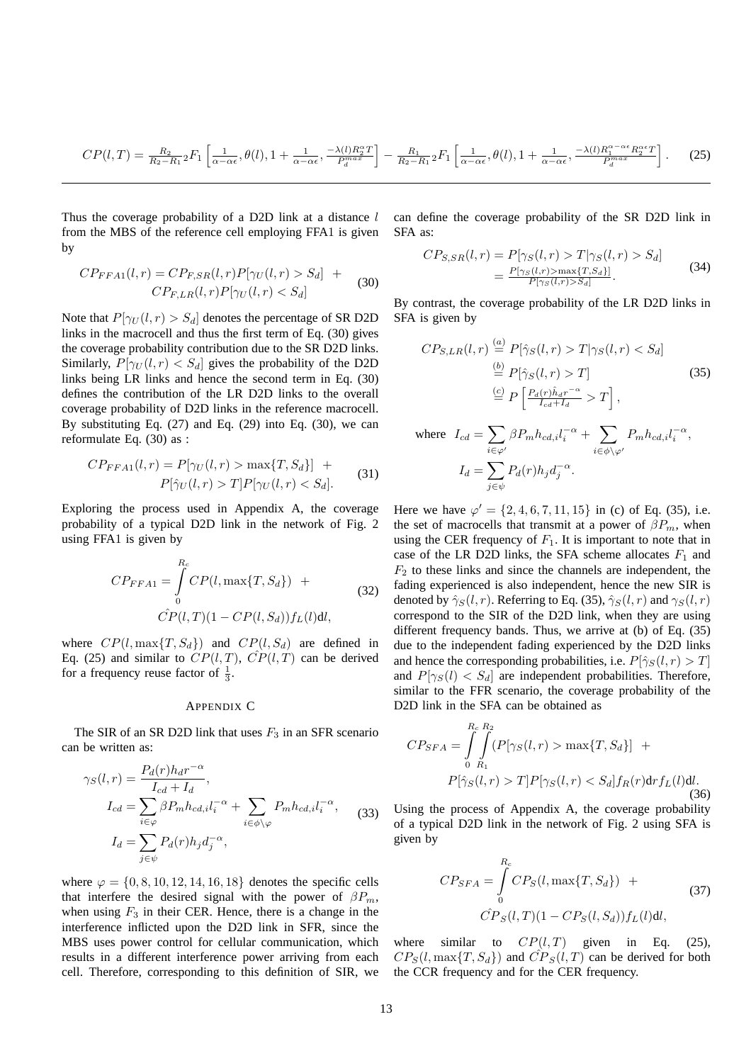$$CP(l,T) = \frac{R_2}{R_2-R_1} {}_2F_1\left[\frac{1}{\alpha-\alpha\epsilon}, \theta(l), 1+\frac{1}{\alpha-\alpha\epsilon}, \frac{-\lambda(l)R_2^{\alpha}T}{P_d^{max}}\right] - \frac{R_1}{R_2-R_1} {}_2F_1\left[\frac{1}{\alpha-\alpha\epsilon}, \theta(l), 1+\frac{1}{\alpha-\alpha\epsilon}, \frac{-\lambda(l)R_1^{\alpha-\alpha\epsilon}R_2^{\alpha\epsilon}T}{P_d^{max}}\right]. \quad (25)$$

Thus the coverage probability of a D2D link at a distance $l$ from the MBS of the reference cell employing FFA1 is given by

$$CP_{FFA1}(l,r) = CP_{F,SR}(l,r)P[\gamma_U(l,r) > S_d] + CP_{F,LR}(l,r)P[\gamma_U(l,r) < S_d] \quad (30)$$

Note that $P[\gamma_U(l,r) > S_d]$ denotes the percentage of SR D2D links in the macrocell and thus the first term of Eq. (30) gives the coverage probability contribution due to the SR D2D links. Similarly, $P[\gamma_U(l,r) < S_d]$ gives the probability of the D2D links being LR links and hence the second term in Eq. (30) defines the contribution of the LR D2D links to the overall coverage probability of D2D links in the reference macrocell. By substituting Eq. (27) and Eq. (29) into Eq. (30), we can reformulate Eq. (30) as :

$$CP_{FFA1}(l,r) = P[\gamma_U(l,r) > \max\{T, S_d\}] + P[\hat{\gamma}_U(l,r) > T]P[\gamma_U(l,r) < S_d]. \quad (31)$$

Exploring the process used in Appendix A, the coverage probability of a typical D2D link in the network of Fig. 2 using FFA1 is given by

$$CP_{FFA1} = \int_0^{R_c} CP(l, \max\{T, S_d\}) + \hat{CP}(l,T)(1 - CP(l,S_d))f_L(l)\mathrm{d}l, \quad (32)$$

where $CP(l, \max\{T, S_d\})$ and $CP(l, S_d)$ are defined in Eq. (25) and similar to $CP(l,T)$, $\hat{CP}(l,T)$ can be derived for a frequency reuse factor of $\frac{1}{3}$.

## Appendix C

The SIR of an SR D2D link that uses $F_3$ in an SFR scenario can be written as:

$$\begin{aligned}
\gamma_S(l,r) &= \frac{P_d(r)h_d r^{-\alpha}}{I_{cd} + I_d}, \\
I_{cd} &= \sum_{i\in\varphi} \beta P_m h_{cd,i} l_i^{-\alpha} + \sum_{i\in\phi\setminus\varphi} P_m h_{cd,i} l_i^{-\alpha}, \\
I_d &= \sum_{j\in\psi} P_d(r)h_j d_j^{-\alpha},
\end{aligned} \quad (33)$$

where $\varphi = \{0, 8, 10, 12, 14, 16, 18\}$ denotes the specific cells that interfere the desired signal with the power of $\beta P_m$, when using $F_3$ in their CER. Hence, there is a change in the interference inflicted upon the D2D link in SFR, since the MBS uses power control for cellular communication, which results in a different interference power arriving from each cell. Therefore, corresponding to this definition of SIR, we can define the coverage probability of the SR D2D link in SFA as:

$$\begin{aligned}
CP_{S,SR}(l,r) &= P[\gamma_S(l,r) > T|\gamma_S(l,r) > S_d] \\
&= \frac{P[\gamma_S(l,r) > \max\{T, S_d\}]}{P[\gamma_S(l,r) > S_d]}.
\end{aligned} \quad (34)$$

By contrast, the coverage probability of the LR D2D links in SFA is given by

$$\begin{aligned}
CP_{S,LR}(l,r) &\overset{(a)}{=} P[\hat{\gamma}_S(l,r) > T|\gamma_S(l,r) < S_d] \\
&\overset{(b)}{=} P[\hat{\gamma}_S(l,r) > T] \\
&\overset{(c)}{=} P\left[\frac{P_d(r)\hat{h}_d r^{-\alpha}}{I_{cd} + I_d} > T\right],
\end{aligned} \quad (35)$$

$$\text{where} \quad I_{cd} = \sum_{i\in\varphi'} \beta P_m h_{cd,i} l_i^{-\alpha} + \sum_{i\in\phi\setminus\varphi'} P_m h_{cd,i} l_i^{-\alpha},$$
$$I_d = \sum_{j\in\psi} P_d(r)h_j d_j^{-\alpha}.$$

Here we have $\varphi' = \{2, 4, 6, 7, 11, 15\}$ in (c) of Eq. (35), i.e. the set of macrocells that transmit at a power of $\beta P_m$, when using the CER frequency of $F_1$. It is important to note that in case of the LR D2D links, the SFA scheme allocates $F_1$ and $F_2$ to these links and since the channels are independent, the fading experienced is also independent, hence the new SIR is denoted by $\hat{\gamma}_S(l,r)$. Referring to Eq. (35), $\hat{\gamma}_S(l,r)$ and $\gamma_S(l,r)$ correspond to the SIR of the D2D link, when they are using different frequency bands. Thus, we arrive at (b) of Eq. (35) due to the independent fading experienced by the D2D links and hence the corresponding probabilities, i.e. $P[\hat{\gamma}_S(l,r) > T]$ and $P[\gamma_S(l) < S_d]$ are independent probabilities. Therefore, similar to the FFR scenario, the coverage probability of the D2D link in the SFA can be obtained as

$$CP_{SFA} = \int_0^{R_c}\int_{R_1}^{R_2} (P[\gamma_S(l,r) > \max\{T, S_d\}] + P[\hat{\gamma}_S(l,r) > T]P[\gamma_S(l,r) < S_d]f_R(r)\mathrm{d}r f_L(l)\mathrm{d}l. \quad (36)$$

Using the process of Appendix A, the coverage probability of a typical D2D link in the network of Fig. 2 using SFA is given by

$$CP_{SFA} = \int_0^{R_c} CP_S(l, \max\{T, S_d\}) + \hat{CP}_S(l,T)(1 - CP_S(l,S_d))f_L(l)\mathrm{d}l, \quad (37)$$

where similar to $CP(l,T)$ given in Eq. (25), $CP_S(l, \max\{T, S_d\})$ and $\hat{CP}_S(l,T)$ can be derived for both the CCR frequency and for the CER frequency.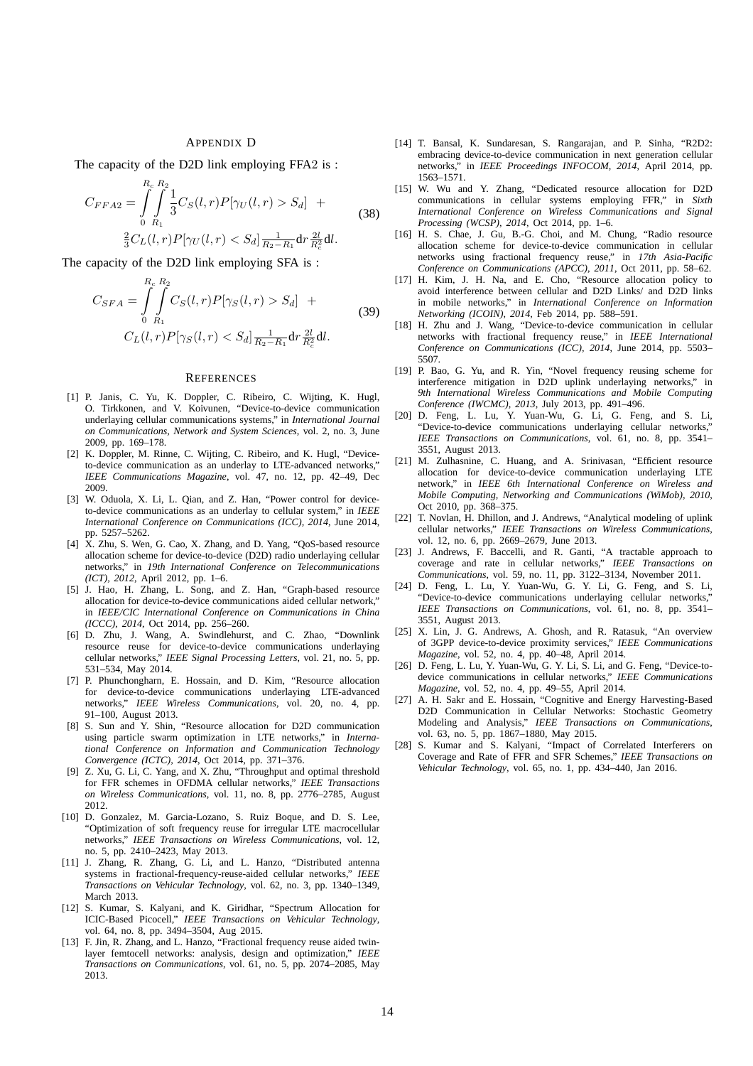## Appendix D

The capacity of the D2D link employing FFA2 is :

$$C_{FFA2} = \int_{0}^{R_c} \int_{R_1}^{R_2} \frac{1}{3} C_S(l,r) P[\gamma_U(l,r) > S_d] \; + \\ \tfrac{2}{3} C_L(l,r) P[\gamma_U(l,r) < S_d] \tfrac{1}{R_2 - R_1} \mathrm{d}r \tfrac{2l}{R_c^2} \mathrm{d}l. \tag{38}$$

The capacity of the D2D link employing SFA is :

$$C_{SFA} = \int_{0}^{R_c} \int_{R_1}^{R_2} C_S(l,r) P[\gamma_S(l,r) > S_d] \; + \\ C_L(l,r) P[\gamma_S(l,r) < S_d] \tfrac{1}{R_2 - R_1} \mathrm{d}r \tfrac{2l}{R_c^2} \mathrm{d}l. \tag{39}$$

## References

[1] P. Janis, C. Yu, K. Doppler, C. Ribeiro, C. Wijting, K. Hugl, O. Tirkkonen, and V. Koivunen, "Device-to-device communication underlaying cellular communications systems," in *International Journal on Communications, Network and System Sciences*, vol. 2, no. 3, June 2009, pp. 169–178.

[2] K. Doppler, M. Rinne, C. Wijting, C. Ribeiro, and K. Hugl, "Device-to-device communication as an underlay to LTE-advanced networks," *IEEE Communications Magazine*, vol. 47, no. 12, pp. 42–49, Dec 2009.

[3] W. Oduola, X. Li, L. Qian, and Z. Han, "Power control for device-to-device communications as an underlay to cellular system," in *IEEE International Conference on Communications (ICC), 2014*, June 2014, pp. 5257–5262.

[4] X. Zhu, S. Wen, G. Cao, X. Zhang, and D. Yang, "QoS-based resource allocation scheme for device-to-device (D2D) radio underlaying cellular networks," in *19th International Conference on Telecommunications (ICT), 2012*, April 2012, pp. 1–6.

[5] J. Hao, H. Zhang, L. Song, and Z. Han, "Graph-based resource allocation for device-to-device communications aided cellular network," in *IEEE/CIC International Conference on Communications in China (ICCC), 2014*, Oct 2014, pp. 256–260.

[6] D. Zhu, J. Wang, A. Swindlehurst, and C. Zhao, "Downlink resource reuse for device-to-device communications underlaying cellular networks," *IEEE Signal Processing Letters*, vol. 21, no. 5, pp. 531–534, May 2014.

[7] P. Phunchongharn, E. Hossain, and D. Kim, "Resource allocation for device-to-device communications underlaying LTE-advanced networks," *IEEE Wireless Communications*, vol. 20, no. 4, pp. 91–100, August 2013.

[8] S. Sun and Y. Shin, "Resource allocation for D2D communication using particle swarm optimization in LTE networks," in *International Conference on Information and Communication Technology Convergence (ICTC), 2014*, Oct 2014, pp. 371–376.

[9] Z. Xu, G. Li, C. Yang, and X. Zhu, "Throughput and optimal threshold for FFR schemes in OFDMA cellular networks," *IEEE Transactions on Wireless Communications*, vol. 11, no. 8, pp. 2776–2785, August 2012.

[10] D. Gonzalez, M. Garcia-Lozano, S. Ruiz Boque, and D. S. Lee, "Optimization of soft frequency reuse for irregular LTE macrocellular networks," *IEEE Transactions on Wireless Communications*, vol. 12, no. 5, pp. 2410–2423, May 2013.

[11] J. Zhang, R. Zhang, G. Li, and L. Hanzo, "Distributed antenna systems in fractional-frequency-reuse-aided cellular networks," *IEEE Transactions on Vehicular Technology*, vol. 62, no. 3, pp. 1340–1349, March 2013.

[12] S. Kumar, S. Kalyani, and K. Giridhar, "Spectrum Allocation for ICIC-Based Picocell," *IEEE Transactions on Vehicular Technology*, vol. 64, no. 8, pp. 3494–3504, Aug 2015.

[13] F. Jin, R. Zhang, and L. Hanzo, "Fractional frequency reuse aided twin-layer femtocell networks: analysis, design and optimization," *IEEE Transactions on Communications*, vol. 61, no. 5, pp. 2074–2085, May 2013.

[14] T. Bansal, K. Sundaresan, S. Rangarajan, and P. Sinha, "R2D2: embracing device-to-device communication in next generation cellular networks," in *IEEE Proceedings INFOCOM, 2014*, April 2014, pp. 1563–1571.

[15] W. Wu and Y. Zhang, "Dedicated resource allocation for D2D communications in cellular systems employing FFR," in *Sixth International Conference on Wireless Communications and Signal Processing (WCSP), 2014*, Oct 2014, pp. 1–6.

[16] H. S. Chae, J. Gu, B.-G. Choi, and M. Chung, "Radio resource allocation scheme for device-to-device communication in cellular networks using fractional frequency reuse," in *17th Asia-Pacific Conference on Communications (APCC), 2011*, Oct 2011, pp. 58–62.

[17] H. Kim, J. H. Na, and E. Cho, "Resource allocation policy to avoid interference between cellular and D2D Links/ and D2D links in mobile networks," in *International Conference on Information Networking (ICOIN), 2014*, Feb 2014, pp. 588–591.

[18] H. Zhu and J. Wang, "Device-to-device communication in cellular networks with fractional frequency reuse," in *IEEE International Conference on Communications (ICC), 2014*, June 2014, pp. 5503–5507.

[19] P. Bao, G. Yu, and R. Yin, "Novel frequency reusing scheme for interference mitigation in D2D uplink underlaying networks," in *9th International Wireless Communications and Mobile Computing Conference (IWCMC), 2013*, July 2013, pp. 491–496.

[20] D. Feng, L. Lu, Y. Yuan-Wu, G. Li, G. Feng, and S. Li, "Device-to-device communications underlaying cellular networks," *IEEE Transactions on Communications*, vol. 61, no. 8, pp. 3541–3551, August 2013.

[21] M. Zulhasnine, C. Huang, and A. Srinivasan, "Efficient resource allocation for device-to-device communication underlaying LTE network," in *IEEE 6th International Conference on Wireless and Mobile Computing, Networking and Communications (WiMob), 2010*, Oct 2010, pp. 368–375.

[22] T. Novlan, H. Dhillon, and J. Andrews, "Analytical modeling of uplink cellular networks," *IEEE Transactions on Wireless Communications*, vol. 12, no. 6, pp. 2669–2679, June 2013.

[23] J. Andrews, F. Baccelli, and R. Ganti, "A tractable approach to coverage and rate in cellular networks," *IEEE Transactions on Communications*, vol. 59, no. 11, pp. 3122–3134, November 2011.

[24] D. Feng, L. Lu, Y. Yuan-Wu, G. Y. Li, G. Feng, and S. Li, "Device-to-device communications underlaying cellular networks," *IEEE Transactions on Communications*, vol. 61, no. 8, pp. 3541–3551, August 2013.

[25] X. Lin, J. G. Andrews, A. Ghosh, and R. Ratasuk, "An overview of 3GPP device-to-device proximity services," *IEEE Communications Magazine*, vol. 52, no. 4, pp. 40–48, April 2014.

[26] D. Feng, L. Lu, Y. Yuan-Wu, G. Y. Li, S. Li, and G. Feng, "Device-to-device communications in cellular networks," *IEEE Communications Magazine*, vol. 52, no. 4, pp. 49–55, April 2014.

[27] A. H. Sakr and E. Hossain, "Cognitive and Energy Harvesting-Based D2D Communication in Cellular Networks: Stochastic Geometry Modeling and Analysis," *IEEE Transactions on Communications*, vol. 63, no. 5, pp. 1867–1880, May 2015.

[28] S. Kumar and S. Kalyani, "Impact of Correlated Interferers on Coverage and Rate of FFR and SFR Schemes," *IEEE Transactions on Vehicular Technology*, vol. 65, no. 1, pp. 434–440, Jan 2016.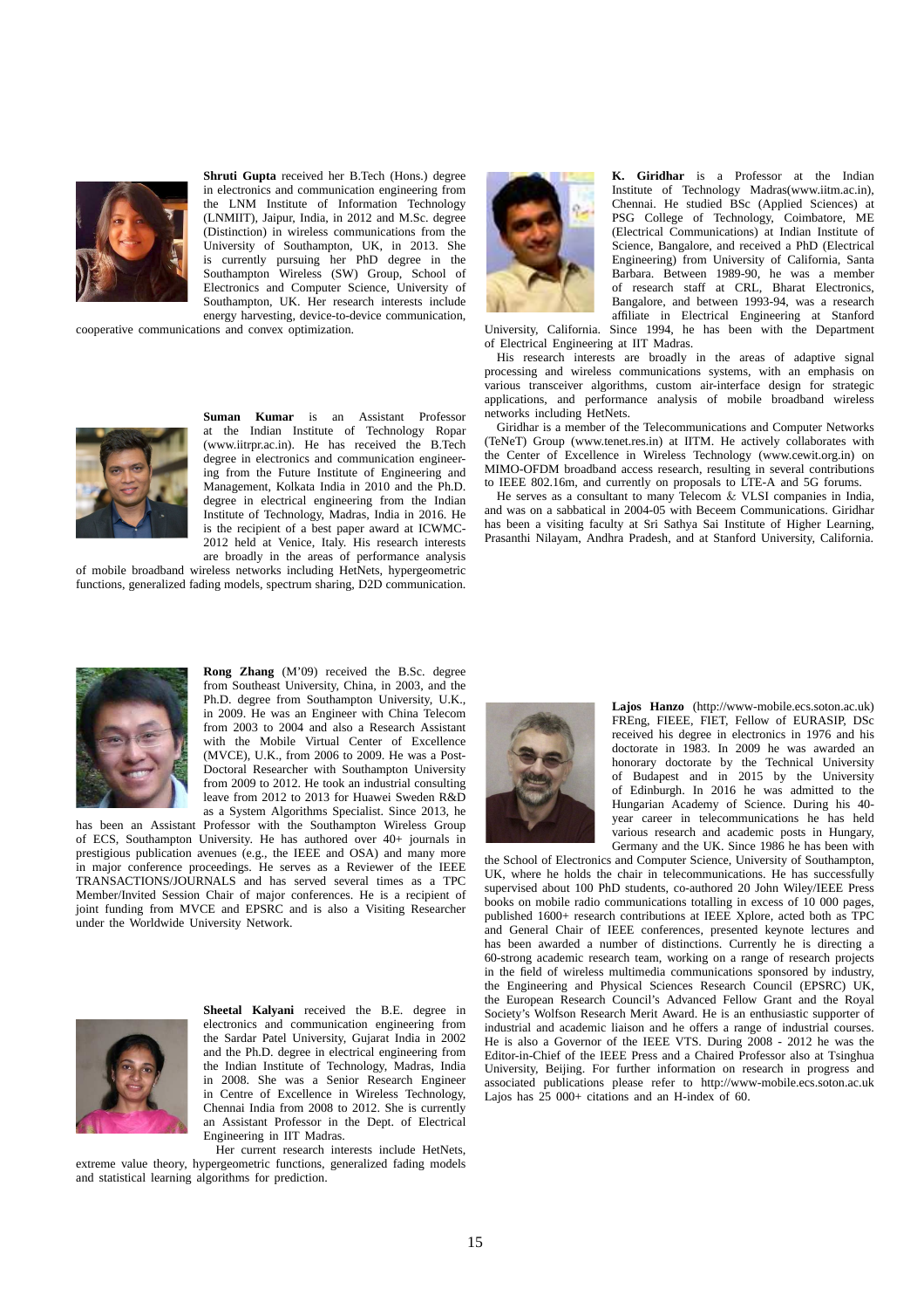**Shruti Gupta** received her B.Tech (Hons.) degree in electronics and communication engineering from the LNM Institute of Information Technology (LNMIIT), Jaipur, India, in 2012 and M.Sc. degree (Distinction) in wireless communications from the University of Southampton, UK, in 2013. She is currently pursuing her PhD degree in the Southampton Wireless (SW) Group, School of Electronics and Computer Science, University of Southampton, UK. Her research interests include energy harvesting, device-to-device communication, cooperative communications and convex optimization.

**Suman Kumar** is an Assistant Professor at the Indian Institute of Technology Ropar (www.iitrpr.ac.in). He has received the B.Tech degree in electronics and communication engineering from the Future Institute of Engineering and Management, Kolkata India in 2010 and the Ph.D. degree in electrical engineering from the Indian Institute of Technology, Madras, India in 2016. He is the recipient of a best paper award at ICWMC-2012 held at Venice, Italy. His research interests are broadly in the areas of performance analysis of mobile broadband wireless networks including HetNets, hypergeometric functions, generalized fading models, spectrum sharing, D2D communication.

**Rong Zhang** (M'09) received the B.Sc. degree from Southeast University, China, in 2003, and the Ph.D. degree from Southampton University, U.K., in 2009. He was an Engineer with China Telecom from 2003 to 2004 and also a Research Assistant with the Mobile Virtual Center of Excellence (MVCE), U.K., from 2006 to 2009. He was a Post-Doctoral Researcher with Southampton University from 2009 to 2012. He took an industrial consulting leave from 2012 to 2013 for Huawei Sweden R&D as a System Algorithms Specialist. Since 2013, he has been an Assistant Professor with the Southampton Wireless Group of ECS, Southampton University. He has authored over 40+ journals in prestigious publication avenues (e.g., the IEEE and OSA) and many more in major conference proceedings. He serves as a Reviewer of the IEEE TRANSACTIONS/JOURNALS and has served several times as a TPC Member/Invited Session Chair of major conferences. He is a recipient of joint funding from MVCE and EPSRC and is also a Visiting Researcher under the Worldwide University Network.

**Sheetal Kalyani** received the B.E. degree in electronics and communication engineering from the Sardar Patel University, Gujarat India in 2002 and the Ph.D. degree in electrical engineering from the Indian Institute of Technology, Madras, India in 2008. She was a Senior Research Engineer in Centre of Excellence in Wireless Technology, Chennai India from 2008 to 2012. She is currently an Assistant Professor in the Dept. of Electrical Engineering in IIT Madras.

Her current research interests include HetNets, extreme value theory, hypergeometric functions, generalized fading models and statistical learning algorithms for prediction.

**K. Giridhar** is a Professor at the Indian Institute of Technology Madras(www.iitm.ac.in), Chennai. He studied BSc (Applied Sciences) at PSG College of Technology, Coimbatore, ME (Electrical Communications) at Indian Institute of Science, Bangalore, and received a PhD (Electrical Engineering) from University of California, Santa Barbara. Between 1989-90, he was a member of research staff at CRL, Bharat Electronics, Bangalore, and between 1993-94, was a research affiliate in Electrical Engineering at Stanford University, California. Since 1994, he has been with the Department of Electrical Engineering at IIT Madras.

His research interests are broadly in the areas of adaptive signal processing and wireless communications systems, with an emphasis on various transceiver algorithms, custom air-interface design for strategic applications, and performance analysis of mobile broadband wireless networks including HetNets.

Giridhar is a member of the Telecommunications and Computer Networks (TeNeT) Group (www.tenet.res.in) at IITM. He actively collaborates with the Center of Excellence in Wireless Technology (www.cewit.org.in) on MIMO-OFDM broadband access research, resulting in several contributions to IEEE 802.16m, and currently on proposals to LTE-A and 5G forums.

He serves as a consultant to many Telecom & VLSI companies in India, and was on a sabbatical in 2004-05 with Beceem Communications. Giridhar has been a visiting faculty at Sri Sathya Sai Institute of Higher Learning, Prasanthi Nilayam, Andhra Pradesh, and at Stanford University, California.

**Lajos Hanzo** (http://www-mobile.ecs.soton.ac.uk) FREng, FIEEE, FIET, Fellow of EURASIP, DSc received his degree in electronics in 1976 and his doctorate in 1983. In 2009 he was awarded an honorary doctorate by the Technical University of Budapest and in 2015 by the University of Edinburgh. In 2016 he was admitted to the Hungarian Academy of Science. During his 40-year career in telecommunications he has held various research and academic posts in Hungary, Germany and the UK. Since 1986 he has been with the School of Electronics and Computer Science, University of Southampton, UK, where he holds the chair in telecommunications. He has successfully supervised about 100 PhD students, co-authored 20 John Wiley/IEEE Press books on mobile radio communications totalling in excess of 10 000 pages, published 1600+ research contributions at IEEE Xplore, acted both as TPC and General Chair of IEEE conferences, presented keynote lectures and has been awarded a number of distinctions. Currently he is directing a 60-strong academic research team, working on a range of research projects in the field of wireless multimedia communications sponsored by industry, the Engineering and Physical Sciences Research Council (EPSRC) UK, the European Research Council's Advanced Fellow Grant and the Royal Society's Wolfson Research Merit Award. He is an enthusiastic supporter of industrial and academic liaison and he offers a range of industrial courses. He is also a Governor of the IEEE VTS. During 2008 - 2012 he was the Editor-in-Chief of the IEEE Press and a Chaired Professor also at Tsinghua University, Beijing. For further information on research in progress and associated publications please refer to http://www-mobile.ecs.soton.ac.uk Lajos has 25 000+ citations and an H-index of 60.